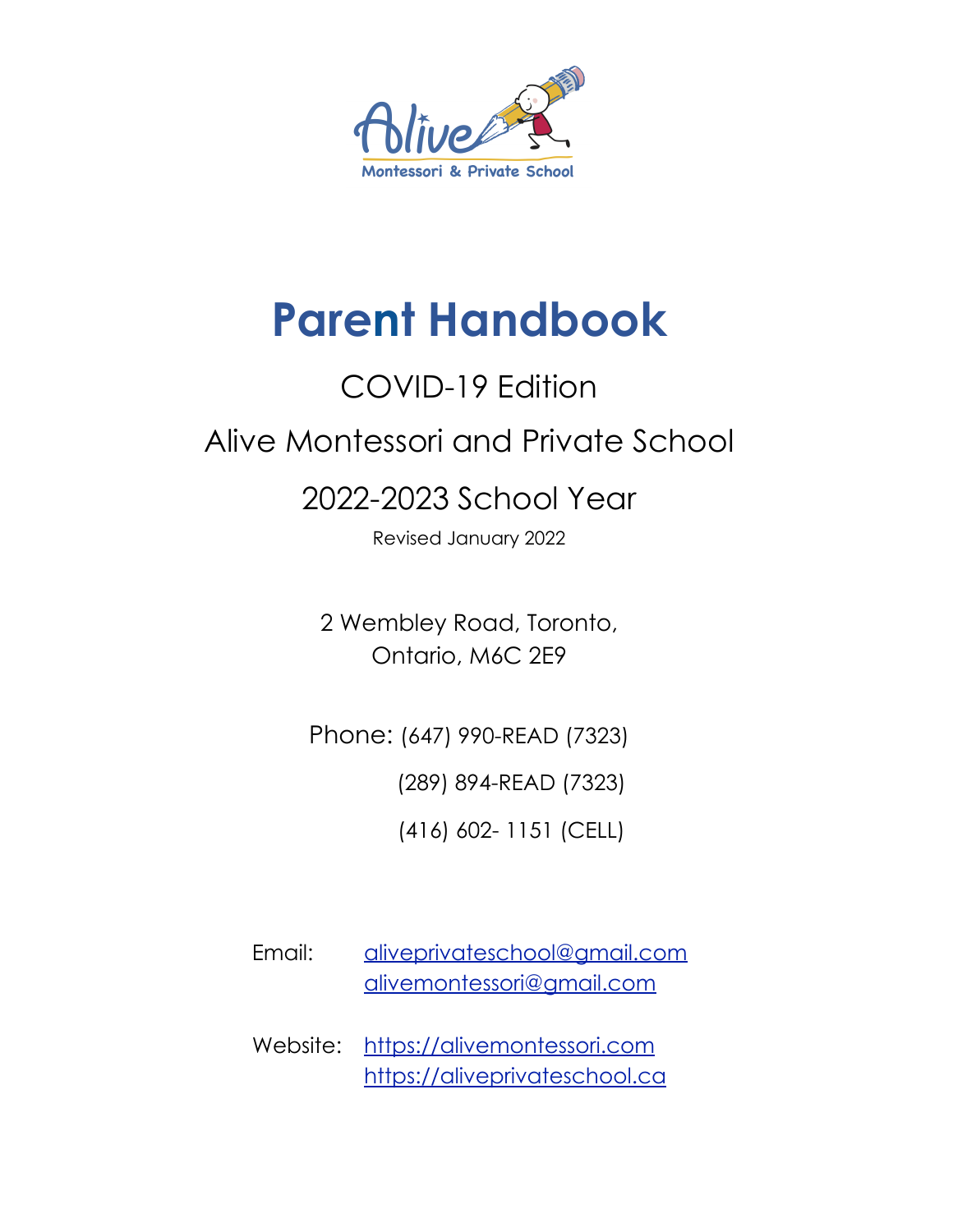# Parent Handbook

## COVID-19 Edition

## Alive Montessori and Private School

## 2022-2023 School Year

Revised January 2022

2 Wembley Road, Toronto,
Ontario, M6C 2E9

Phone: (647) 990-READ (7323)
(289) 894-READ (7323)
(416) 602- 1151 (CELL)

Email: aliveprivateschool@gmail.com
alivemontessori@gmail.com

Website: https://alivemontessori.com
https://aliveprivateschool.ca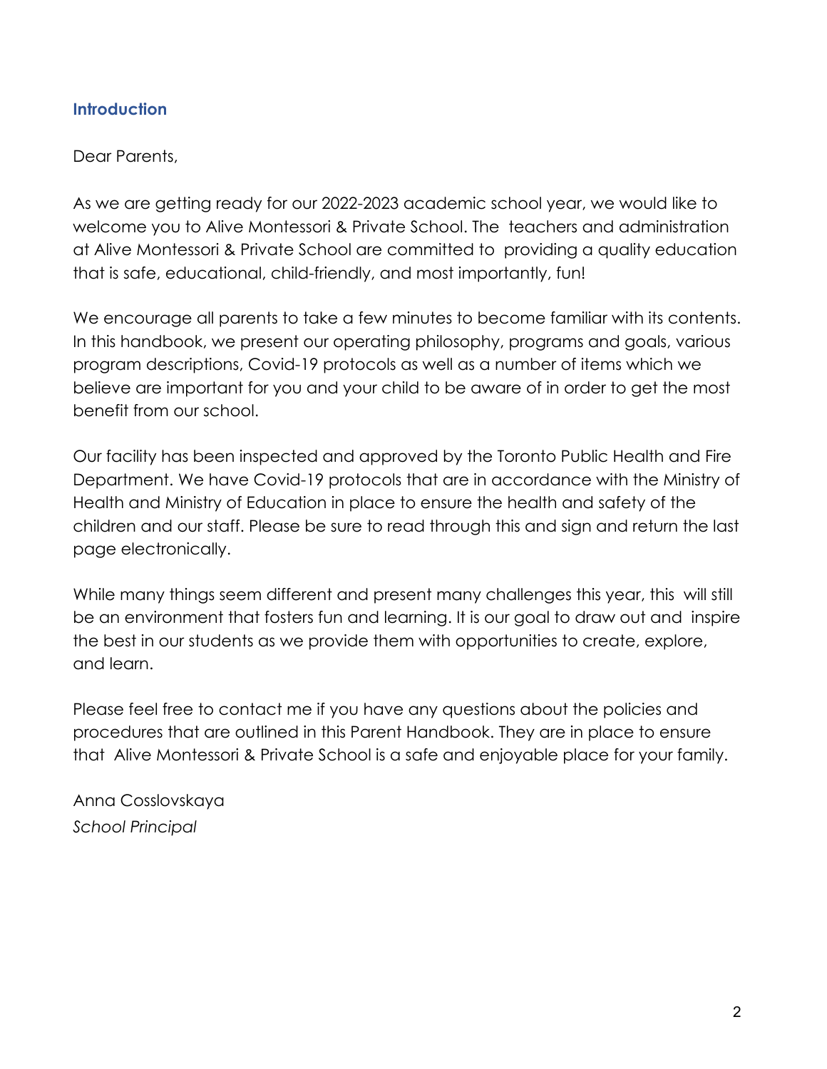## Introduction

Dear Parents,

As we are getting ready for our 2022-2023 academic school year, we would like to welcome you to Alive Montessori & Private School. The teachers and administration at Alive Montessori & Private School are committed to providing a quality education that is safe, educational, child-friendly, and most importantly, fun!

We encourage all parents to take a few minutes to become familiar with its contents. In this handbook, we present our operating philosophy, programs and goals, various program descriptions, Covid-19 protocols as well as a number of items which we believe are important for you and your child to be aware of in order to get the most benefit from our school.

Our facility has been inspected and approved by the Toronto Public Health and Fire Department. We have Covid-19 protocols that are in accordance with the Ministry of Health and Ministry of Education in place to ensure the health and safety of the children and our staff. Please be sure to read through this and sign and return the last page electronically.

While many things seem different and present many challenges this year, this will still be an environment that fosters fun and learning. It is our goal to draw out and inspire the best in our students as we provide them with opportunities to create, explore, and learn.

Please feel free to contact me if you have any questions about the policies and procedures that are outlined in this Parent Handbook. They are in place to ensure that Alive Montessori & Private School is a safe and enjoyable place for your family.

Anna Cosslovskaya
*School Principal*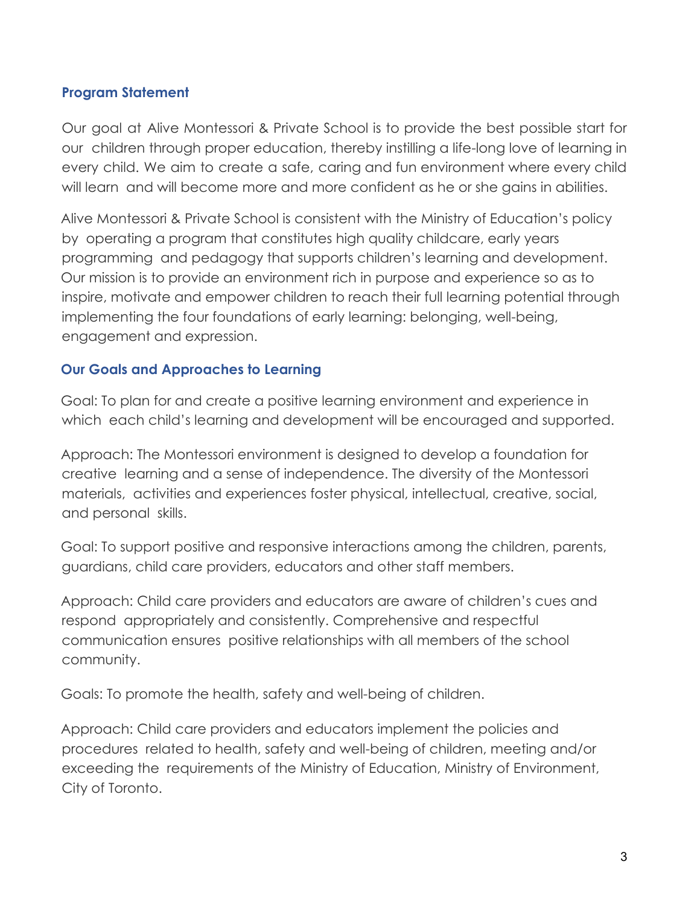## Program Statement

Our goal at Alive Montessori & Private School is to provide the best possible start for our children through proper education, thereby instilling a life-long love of learning in every child. We aim to create a safe, caring and fun environment where every child will learn and will become more and more confident as he or she gains in abilities.

Alive Montessori & Private School is consistent with the Ministry of Education's policy by operating a program that constitutes high quality childcare, early years programming and pedagogy that supports children's learning and development. Our mission is to provide an environment rich in purpose and experience so as to inspire, motivate and empower children to reach their full learning potential through implementing the four foundations of early learning: belonging, well-being, engagement and expression.

## Our Goals and Approaches to Learning

Goal: To plan for and create a positive learning environment and experience in which each child's learning and development will be encouraged and supported.

Approach: The Montessori environment is designed to develop a foundation for creative learning and a sense of independence. The diversity of the Montessori materials, activities and experiences foster physical, intellectual, creative, social, and personal skills.

Goal: To support positive and responsive interactions among the children, parents, guardians, child care providers, educators and other staff members.

Approach: Child care providers and educators are aware of children's cues and respond appropriately and consistently. Comprehensive and respectful communication ensures positive relationships with all members of the school community.

Goals: To promote the health, safety and well-being of children.

Approach: Child care providers and educators implement the policies and procedures related to health, safety and well-being of children, meeting and/or exceeding the requirements of the Ministry of Education, Ministry of Environment, City of Toronto.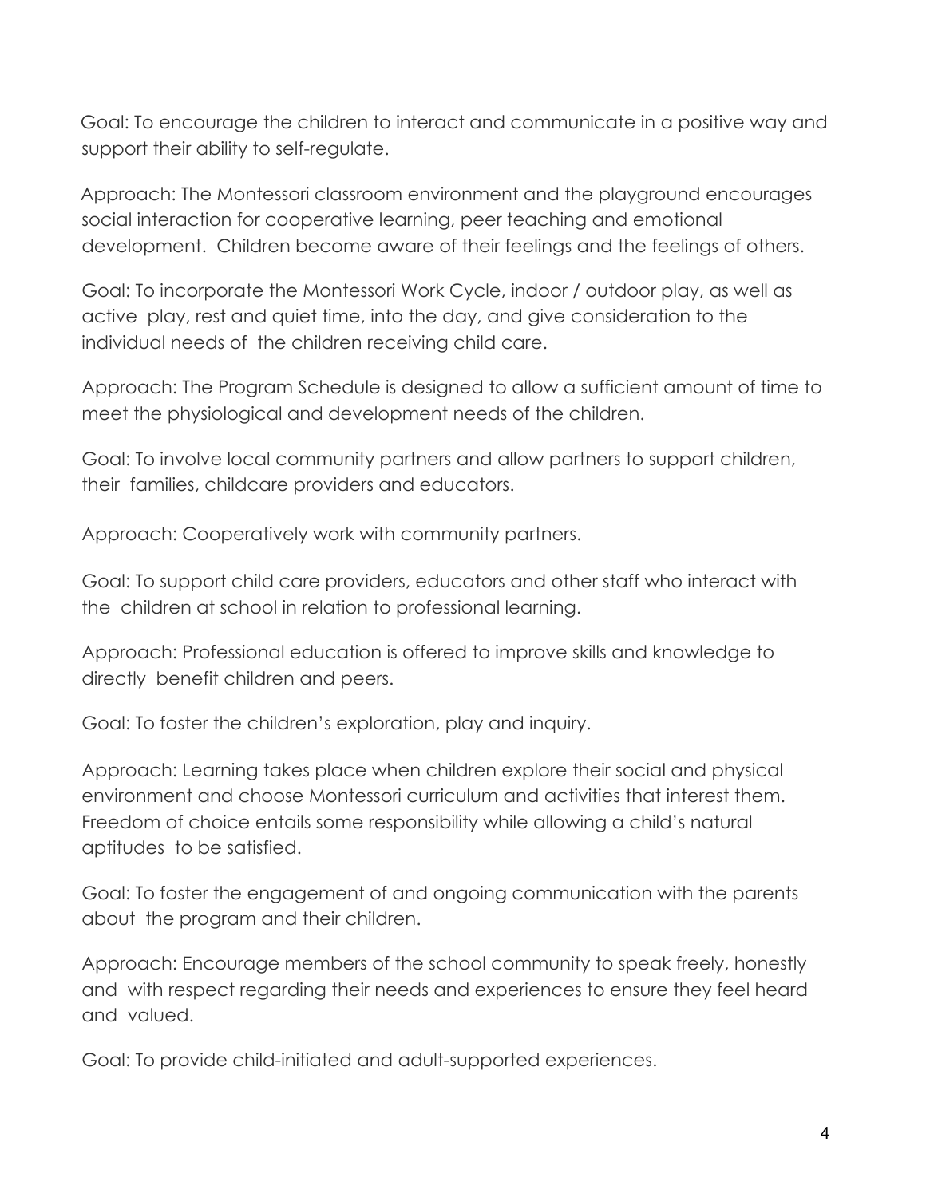Goal: To encourage the children to interact and communicate in a positive way and support their ability to self-regulate.

Approach: The Montessori classroom environment and the playground encourages social interaction for cooperative learning, peer teaching and emotional development. Children become aware of their feelings and the feelings of others.

Goal: To incorporate the Montessori Work Cycle, indoor / outdoor play, as well as active play, rest and quiet time, into the day, and give consideration to the individual needs of the children receiving child care.

Approach: The Program Schedule is designed to allow a sufficient amount of time to meet the physiological and development needs of the children.

Goal: To involve local community partners and allow partners to support children, their families, childcare providers and educators.

Approach: Cooperatively work with community partners.

Goal: To support child care providers, educators and other staff who interact with the children at school in relation to professional learning.

Approach: Professional education is offered to improve skills and knowledge to directly benefit children and peers.

Goal: To foster the children's exploration, play and inquiry.

Approach: Learning takes place when children explore their social and physical environment and choose Montessori curriculum and activities that interest them. Freedom of choice entails some responsibility while allowing a child's natural aptitudes to be satisfied.

Goal: To foster the engagement of and ongoing communication with the parents about the program and their children.

Approach: Encourage members of the school community to speak freely, honestly and with respect regarding their needs and experiences to ensure they feel heard and valued.

Goal: To provide child-initiated and adult-supported experiences.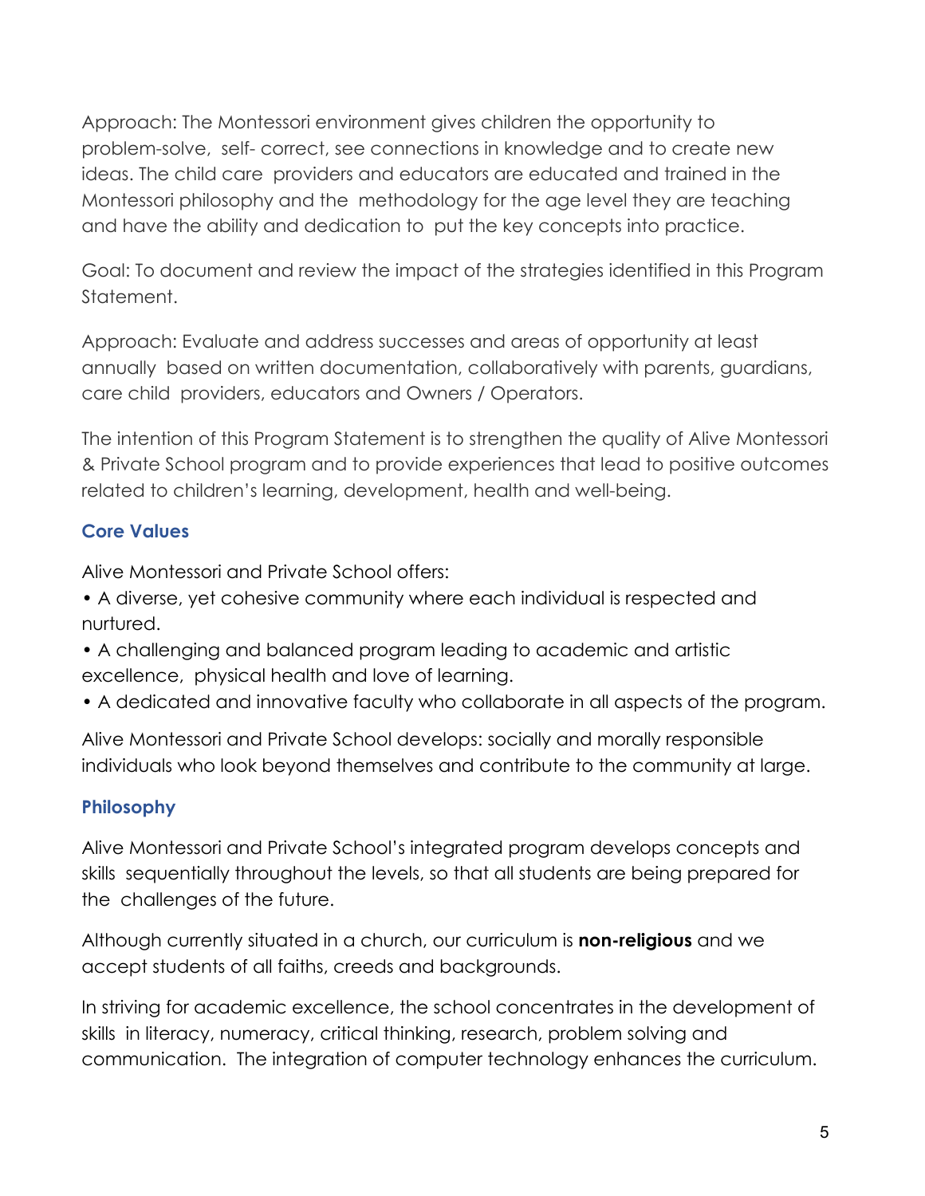Approach: The Montessori environment gives children the opportunity to problem-solve, self- correct, see connections in knowledge and to create new ideas. The child care providers and educators are educated and trained in the Montessori philosophy and the methodology for the age level they are teaching and have the ability and dedication to put the key concepts into practice.

Goal: To document and review the impact of the strategies identified in this Program Statement.

Approach: Evaluate and address successes and areas of opportunity at least annually based on written documentation, collaboratively with parents, guardians, care child providers, educators and Owners / Operators.

The intention of this Program Statement is to strengthen the quality of Alive Montessori & Private School program and to provide experiences that lead to positive outcomes related to children's learning, development, health and well-being.

### Core Values

Alive Montessori and Private School offers:

- A diverse, yet cohesive community where each individual is respected and nurtured.
- A challenging and balanced program leading to academic and artistic excellence, physical health and love of learning.
- A dedicated and innovative faculty who collaborate in all aspects of the program.

Alive Montessori and Private School develops: socially and morally responsible individuals who look beyond themselves and contribute to the community at large.

### Philosophy

Alive Montessori and Private School's integrated program develops concepts and skills sequentially throughout the levels, so that all students are being prepared for the challenges of the future.

Although currently situated in a church, our curriculum is **non-religious** and we accept students of all faiths, creeds and backgrounds.

In striving for academic excellence, the school concentrates in the development of skills in literacy, numeracy, critical thinking, research, problem solving and communication. The integration of computer technology enhances the curriculum.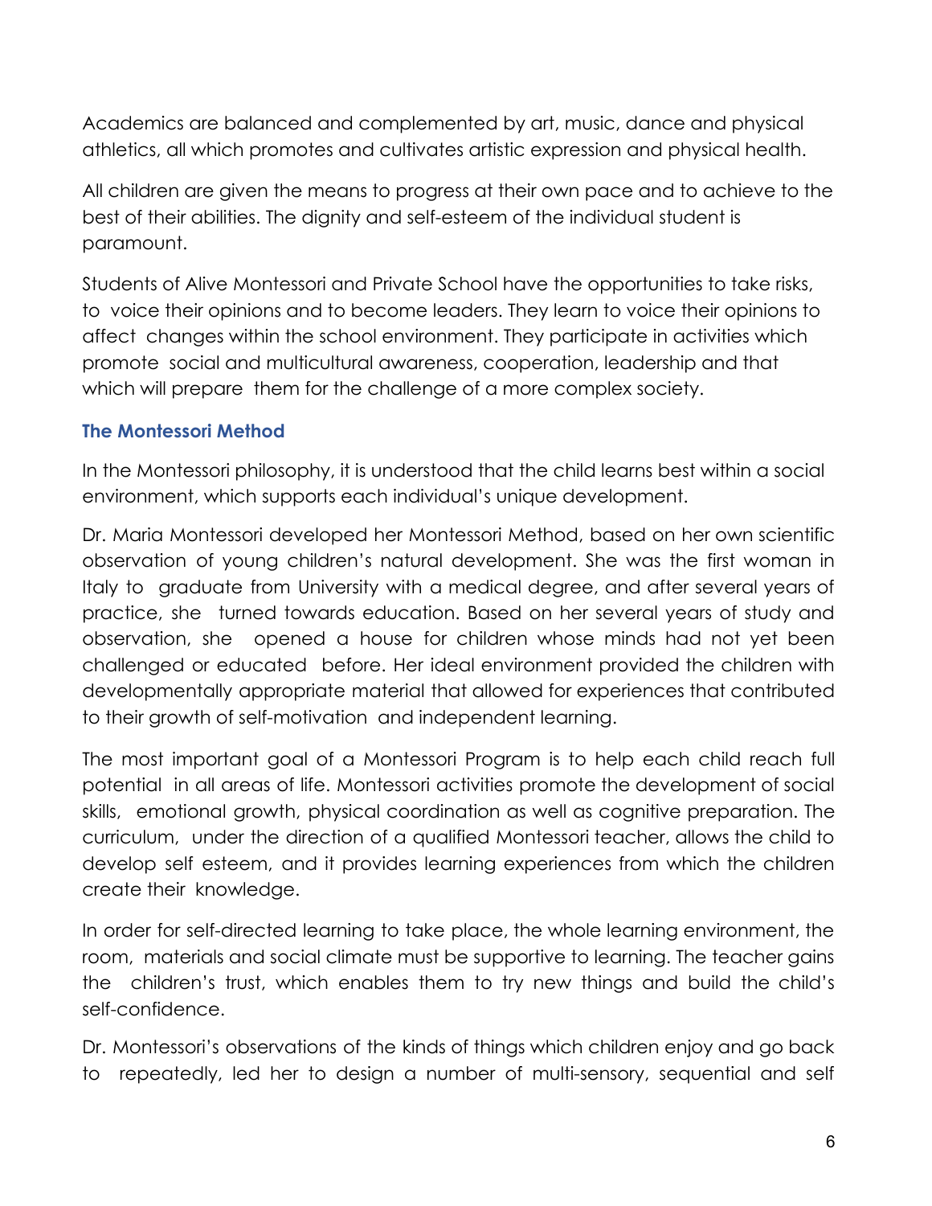Academics are balanced and complemented by art, music, dance and physical athletics, all which promotes and cultivates artistic expression and physical health.

All children are given the means to progress at their own pace and to achieve to the best of their abilities. The dignity and self-esteem of the individual student is paramount.

Students of Alive Montessori and Private School have the opportunities to take risks, to voice their opinions and to become leaders. They learn to voice their opinions to affect changes within the school environment. They participate in activities which promote social and multicultural awareness, cooperation, leadership and that which will prepare them for the challenge of a more complex society.

### The Montessori Method

In the Montessori philosophy, it is understood that the child learns best within a social environment, which supports each individual's unique development.

Dr. Maria Montessori developed her Montessori Method, based on her own scientific observation of young children's natural development. She was the first woman in Italy to graduate from University with a medical degree, and after several years of practice, she turned towards education. Based on her several years of study and observation, she opened a house for children whose minds had not yet been challenged or educated before. Her ideal environment provided the children with developmentally appropriate material that allowed for experiences that contributed to their growth of self-motivation and independent learning.

The most important goal of a Montessori Program is to help each child reach full potential in all areas of life. Montessori activities promote the development of social skills, emotional growth, physical coordination as well as cognitive preparation. The curriculum, under the direction of a qualified Montessori teacher, allows the child to develop self esteem, and it provides learning experiences from which the children create their knowledge.

In order for self-directed learning to take place, the whole learning environment, the room, materials and social climate must be supportive to learning. The teacher gains the children's trust, which enables them to try new things and build the child's self-confidence.

Dr. Montessori's observations of the kinds of things which children enjoy and go back to repeatedly, led her to design a number of multi-sensory, sequential and self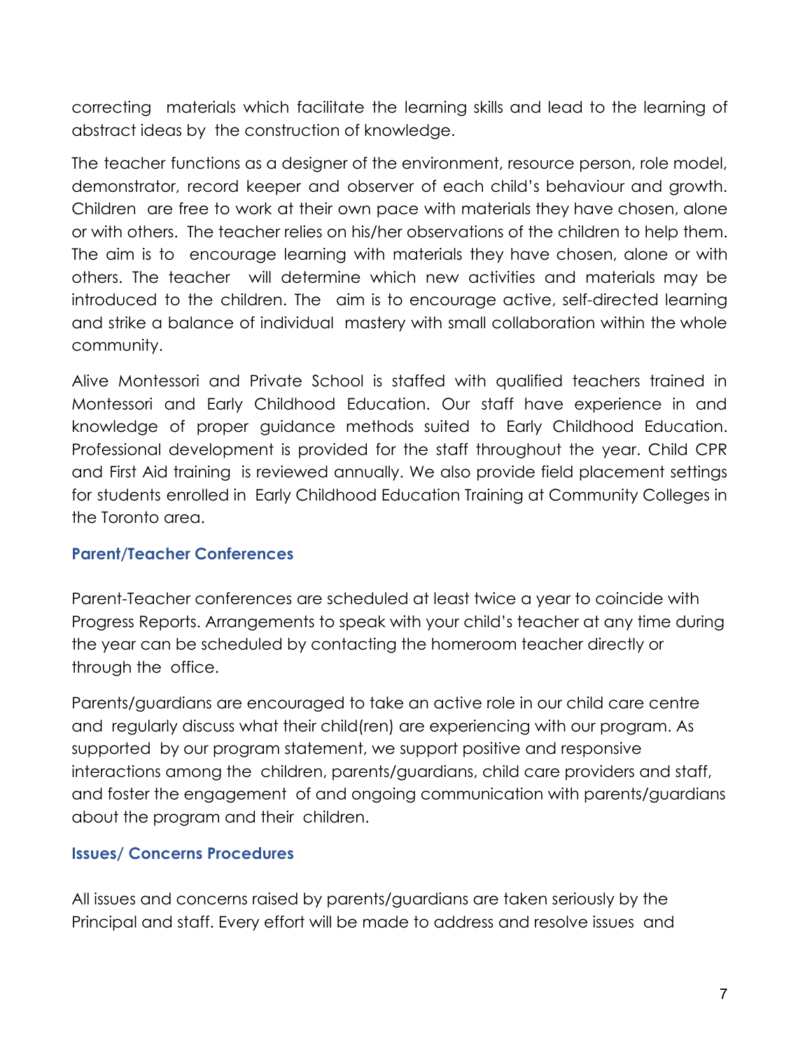correcting materials which facilitate the learning skills and lead to the learning of abstract ideas by the construction of knowledge.

The teacher functions as a designer of the environment, resource person, role model, demonstrator, record keeper and observer of each child's behaviour and growth. Children are free to work at their own pace with materials they have chosen, alone or with others. The teacher relies on his/her observations of the children to help them. The aim is to encourage learning with materials they have chosen, alone or with others. The teacher will determine which new activities and materials may be introduced to the children. The aim is to encourage active, self-directed learning and strike a balance of individual mastery with small collaboration within the whole community.

Alive Montessori and Private School is staffed with qualified teachers trained in Montessori and Early Childhood Education. Our staff have experience in and knowledge of proper guidance methods suited to Early Childhood Education. Professional development is provided for the staff throughout the year. Child CPR and First Aid training is reviewed annually. We also provide field placement settings for students enrolled in Early Childhood Education Training at Community Colleges in the Toronto area.

### Parent/Teacher Conferences

Parent-Teacher conferences are scheduled at least twice a year to coincide with Progress Reports. Arrangements to speak with your child's teacher at any time during the year can be scheduled by contacting the homeroom teacher directly or through the office.

Parents/guardians are encouraged to take an active role in our child care centre and regularly discuss what their child(ren) are experiencing with our program. As supported by our program statement, we support positive and responsive interactions among the children, parents/guardians, child care providers and staff, and foster the engagement of and ongoing communication with parents/guardians about the program and their children.

### Issues/ Concerns Procedures

All issues and concerns raised by parents/guardians are taken seriously by the Principal and staff. Every effort will be made to address and resolve issues and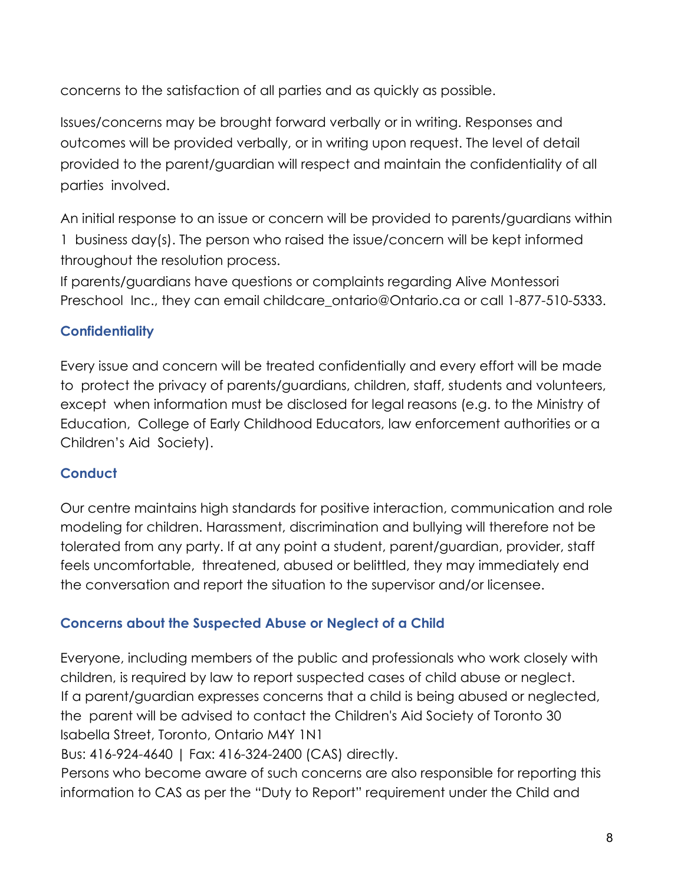concerns to the satisfaction of all parties and as quickly as possible.

Issues/concerns may be brought forward verbally or in writing. Responses and outcomes will be provided verbally, or in writing upon request. The level of detail provided to the parent/guardian will respect and maintain the confidentiality of all parties involved.

An initial response to an issue or concern will be provided to parents/guardians within 1 business day(s). The person who raised the issue/concern will be kept informed throughout the resolution process.
If parents/guardians have questions or complaints regarding Alive Montessori Preschool Inc., they can email childcare_ontario@Ontario.ca or call 1-877-510-5333.

### Confidentiality

Every issue and concern will be treated confidentially and every effort will be made to protect the privacy of parents/guardians, children, staff, students and volunteers, except when information must be disclosed for legal reasons (e.g. to the Ministry of Education, College of Early Childhood Educators, law enforcement authorities or a Children's Aid Society).

### Conduct

Our centre maintains high standards for positive interaction, communication and role modeling for children. Harassment, discrimination and bullying will therefore not be tolerated from any party. If at any point a student, parent/guardian, provider, staff feels uncomfortable, threatened, abused or belittled, they may immediately end the conversation and report the situation to the supervisor and/or licensee.

### Concerns about the Suspected Abuse or Neglect of a Child

Everyone, including members of the public and professionals who work closely with children, is required by law to report suspected cases of child abuse or neglect.
If a parent/guardian expresses concerns that a child is being abused or neglected, the parent will be advised to contact the Children's Aid Society of Toronto 30 Isabella Street, Toronto, Ontario M4Y 1N1
Bus: 416-924-4640 | Fax: 416-324-2400 (CAS) directly.
Persons who become aware of such concerns are also responsible for reporting this information to CAS as per the "Duty to Report" requirement under the Child and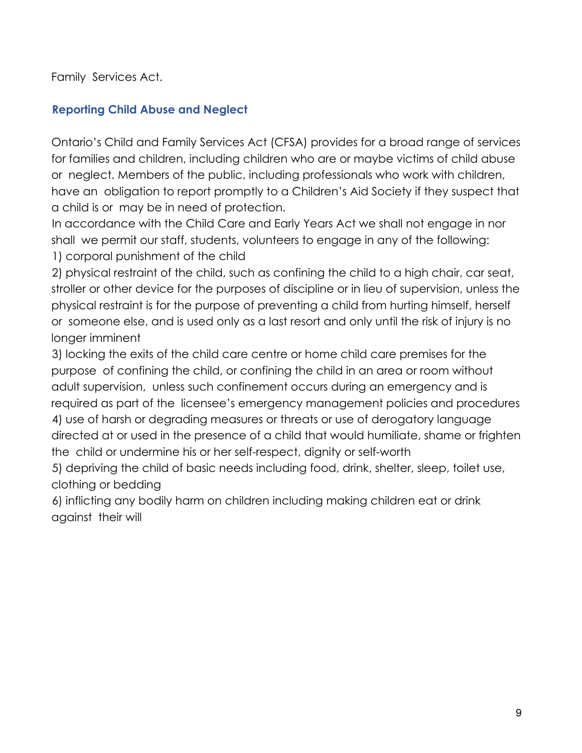Family Services Act.

## Reporting Child Abuse and Neglect

Ontario's Child and Family Services Act (CFSA) provides for a broad range of services for families and children, including children who are or maybe victims of child abuse or neglect. Members of the public, including professionals who work with children, have an obligation to report promptly to a Children's Aid Society if they suspect that a child is or may be in need of protection.

In accordance with the Child Care and Early Years Act we shall not engage in nor shall we permit our staff, students, volunteers to engage in any of the following:

1) corporal punishment of the child
2) physical restraint of the child, such as confining the child to a high chair, car seat, stroller or other device for the purposes of discipline or in lieu of supervision, unless the physical restraint is for the purpose of preventing a child from hurting himself, herself or someone else, and is used only as a last resort and only until the risk of injury is no longer imminent
3) locking the exits of the child care centre or home child care premises for the purpose of confining the child, or confining the child in an area or room without adult supervision, unless such confinement occurs during an emergency and is required as part of the licensee's emergency management policies and procedures
4) use of harsh or degrading measures or threats or use of derogatory language directed at or used in the presence of a child that would humiliate, shame or frighten the child or undermine his or her self-respect, dignity or self-worth
5) depriving the child of basic needs including food, drink, shelter, sleep, toilet use, clothing or bedding
6) inflicting any bodily harm on children including making children eat or drink against their will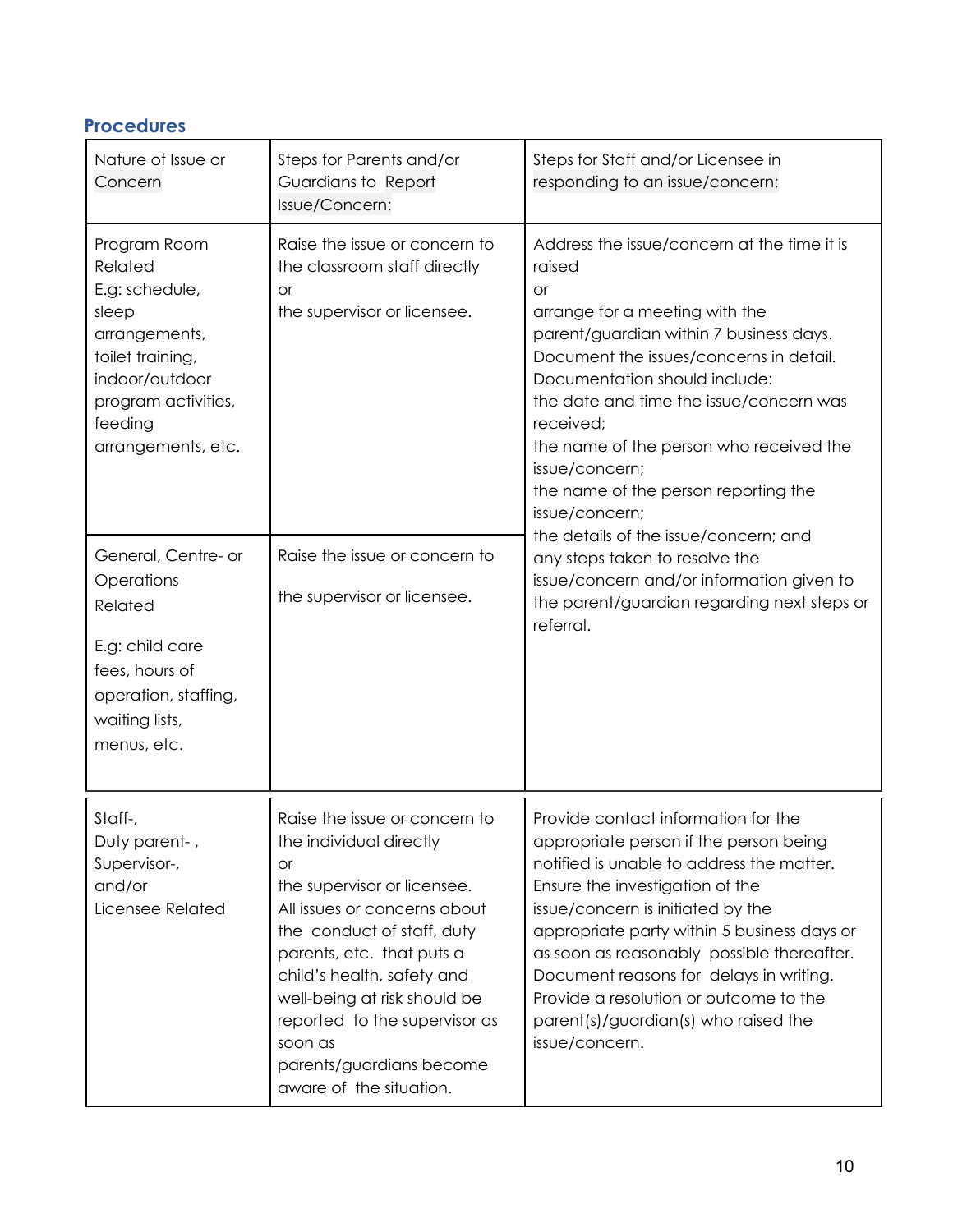## Procedures

| Nature of Issue or Concern | Steps for Parents and/or Guardians to Report Issue/Concern: | Steps for Staff and/or Licensee in responding to an issue/concern: |
|---|---|---|
| Program Room Related<br>E.g: schedule, sleep arrangements, toilet training, indoor/outdoor program activities, feeding arrangements, etc. | Raise the issue or concern to the classroom staff directly<br>or<br>the supervisor or licensee. | Address the issue/concern at the time it is raised<br>or<br>arrange for a meeting with the parent/guardian within 7 business days.<br>Document the issues/concerns in detail. Documentation should include:<br>the date and time the issue/concern was received;<br>the name of the person who received the issue/concern;<br>the name of the person reporting the issue/concern;<br>the details of the issue/concern; and<br>any steps taken to resolve the issue/concern and/or information given to the parent/guardian regarding next steps or referral. |
| General, Centre- or Operations Related<br><br>E.g: child care fees, hours of operation, staffing, waiting lists, menus, etc. | Raise the issue or concern to<br><br>the supervisor or licensee. | |
| Staff-,<br>Duty parent- ,<br>Supervisor-,<br>and/or<br>Licensee Related | Raise the issue or concern to the individual directly<br>or<br>the supervisor or licensee.<br>All issues or concerns about the conduct of staff, duty parents, etc. that puts a child's health, safety and well-being at risk should be reported to the supervisor as soon as parents/guardians become aware of the situation. | Provide contact information for the appropriate person if the person being notified is unable to address the matter.<br>Ensure the investigation of the issue/concern is initiated by the appropriate party within 5 business days or as soon as reasonably possible thereafter. Document reasons for delays in writing.<br>Provide a resolution or outcome to the parent(s)/guardian(s) who raised the issue/concern. |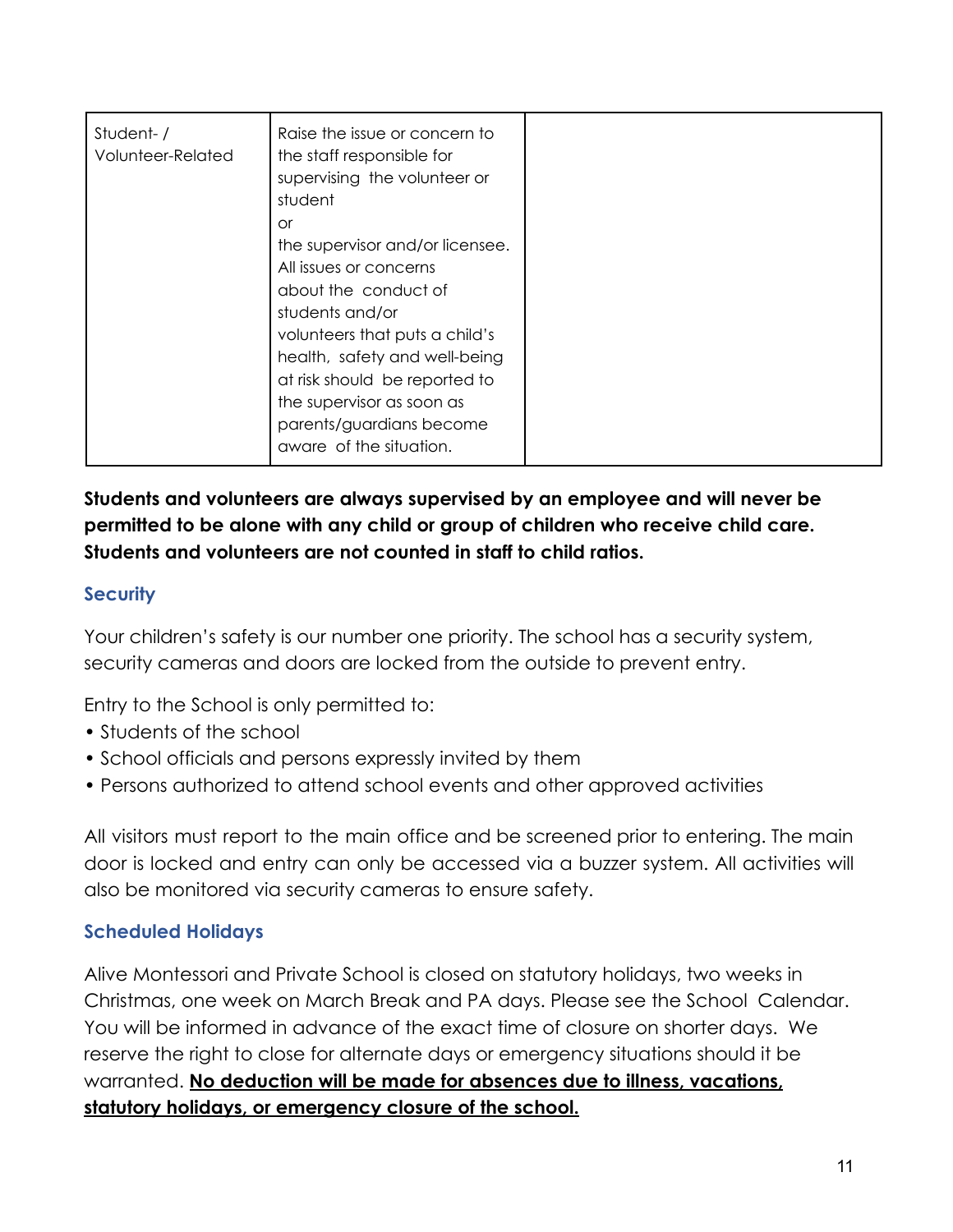| | | |
|---|---|---|
| Student- / Volunteer-Related | Raise the issue or concern to the staff responsible for supervising the volunteer or student or the supervisor and/or licensee. All issues or concerns about the conduct of students and/or volunteers that puts a child's health, safety and well-being at risk should be reported to the supervisor as soon as parents/guardians become aware of the situation. | |

**Students and volunteers are always supervised by an employee and will never be permitted to be alone with any child or group of children who receive child care. Students and volunteers are not counted in staff to child ratios.**

## Security

Your children's safety is our number one priority. The school has a security system, security cameras and doors are locked from the outside to prevent entry.

Entry to the School is only permitted to:

- Students of the school
- School officials and persons expressly invited by them
- Persons authorized to attend school events and other approved activities

All visitors must report to the main office and be screened prior to entering. The main door is locked and entry can only be accessed via a buzzer system. All activities will also be monitored via security cameras to ensure safety.

## Scheduled Holidays

Alive Montessori and Private School is closed on statutory holidays, two weeks in Christmas, one week on March Break and PA days. Please see the School Calendar. You will be informed in advance of the exact time of closure on shorter days. We reserve the right to close for alternate days or emergency situations should it be warranted. **No deduction will be made for absences due to illness, vacations, statutory holidays, or emergency closure of the school.**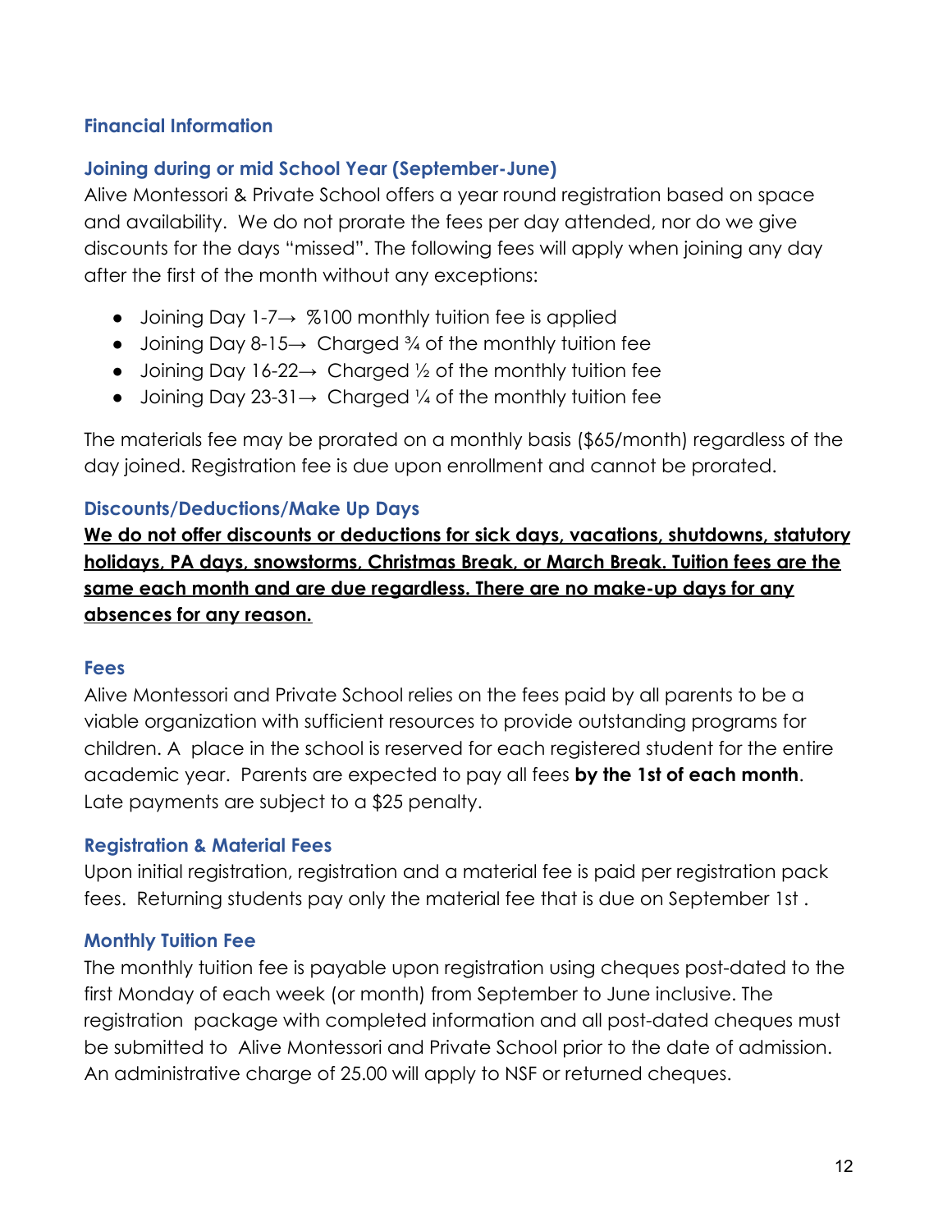## Financial Information

### Joining during or mid School Year (September-June)

Alive Montessori & Private School offers a year round registration based on space and availability. We do not prorate the fees per day attended, nor do we give discounts for the days "missed". The following fees will apply when joining any day after the first of the month without any exceptions:

- Joining Day 1-7→ %100 monthly tuition fee is applied
- Joining Day 8-15→ Charged ¾ of the monthly tuition fee
- Joining Day 16-22→ Charged ½ of the monthly tuition fee
- Joining Day 23-31→ Charged ¼ of the monthly tuition fee

The materials fee may be prorated on a monthly basis ($65/month) regardless of the day joined. Registration fee is due upon enrollment and cannot be prorated.

### Discounts/Deductions/Make Up Days

**We do not offer discounts or deductions for sick days, vacations, shutdowns, statutory holidays, PA days, snowstorms, Christmas Break, or March Break. Tuition fees are the same each month and are due regardless. There are no make-up days for any absences for any reason.**

### Fees

Alive Montessori and Private School relies on the fees paid by all parents to be a viable organization with sufficient resources to provide outstanding programs for children. A place in the school is reserved for each registered student for the entire academic year. Parents are expected to pay all fees **by the 1st of each month**. Late payments are subject to a $25 penalty.

### Registration & Material Fees

Upon initial registration, registration and a material fee is paid per registration pack fees. Returning students pay only the material fee that is due on September 1st .

### Monthly Tuition Fee

The monthly tuition fee is payable upon registration using cheques post-dated to the first Monday of each week (or month) from September to June inclusive. The registration package with completed information and all post-dated cheques must be submitted to Alive Montessori and Private School prior to the date of admission. An administrative charge of 25.00 will apply to NSF or returned cheques.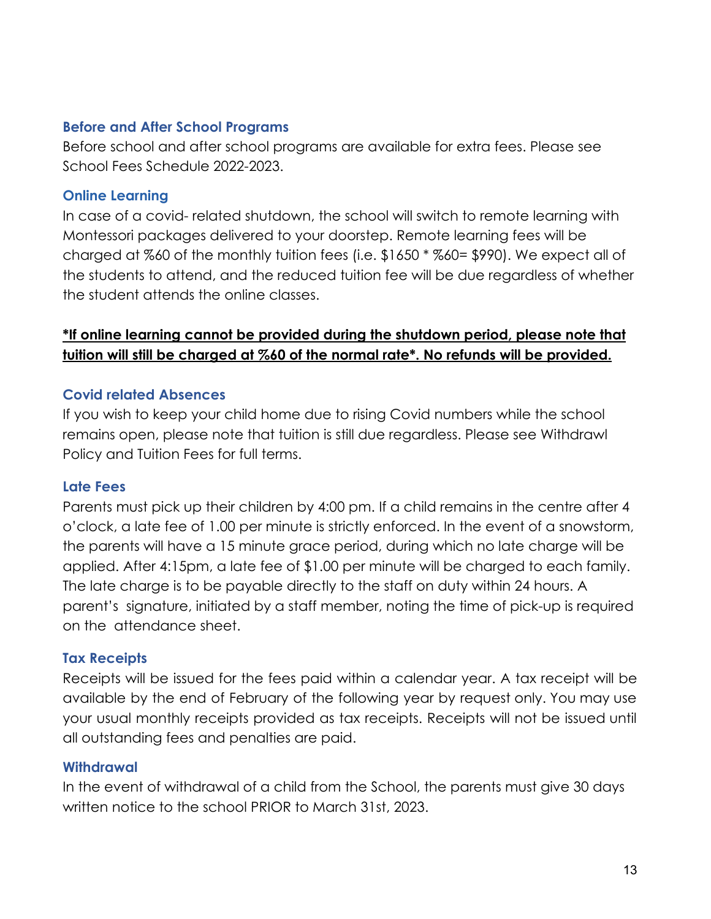### Before and After School Programs

Before school and after school programs are available for extra fees. Please see School Fees Schedule 2022-2023.

### Online Learning

In case of a covid- related shutdown, the school will switch to remote learning with Montessori packages delivered to your doorstep. Remote learning fees will be charged at %60 of the monthly tuition fees (i.e. $1650 * %60= $990). We expect all of the students to attend, and the reduced tuition fee will be due regardless of whether the student attends the online classes.

**<u>*If online learning cannot be provided during the shutdown period, please note that tuition will still be charged at %60 of the normal rate*. No refunds will be provided.</u>**

### Covid related Absences

If you wish to keep your child home due to rising Covid numbers while the school remains open, please note that tuition is still due regardless. Please see Withdrawl Policy and Tuition Fees for full terms.

### Late Fees

Parents must pick up their children by 4:00 pm. If a child remains in the centre after 4 o'clock, a late fee of 1.00 per minute is strictly enforced. In the event of a snowstorm, the parents will have a 15 minute grace period, during which no late charge will be applied. After 4:15pm, a late fee of $1.00 per minute will be charged to each family. The late charge is to be payable directly to the staff on duty within 24 hours. A parent's signature, initiated by a staff member, noting the time of pick-up is required on the attendance sheet.

### Tax Receipts

Receipts will be issued for the fees paid within a calendar year. A tax receipt will be available by the end of February of the following year by request only. You may use your usual monthly receipts provided as tax receipts. Receipts will not be issued until all outstanding fees and penalties are paid.

### Withdrawal

In the event of withdrawal of a child from the School, the parents must give 30 days written notice to the school PRIOR to March 31st, 2023.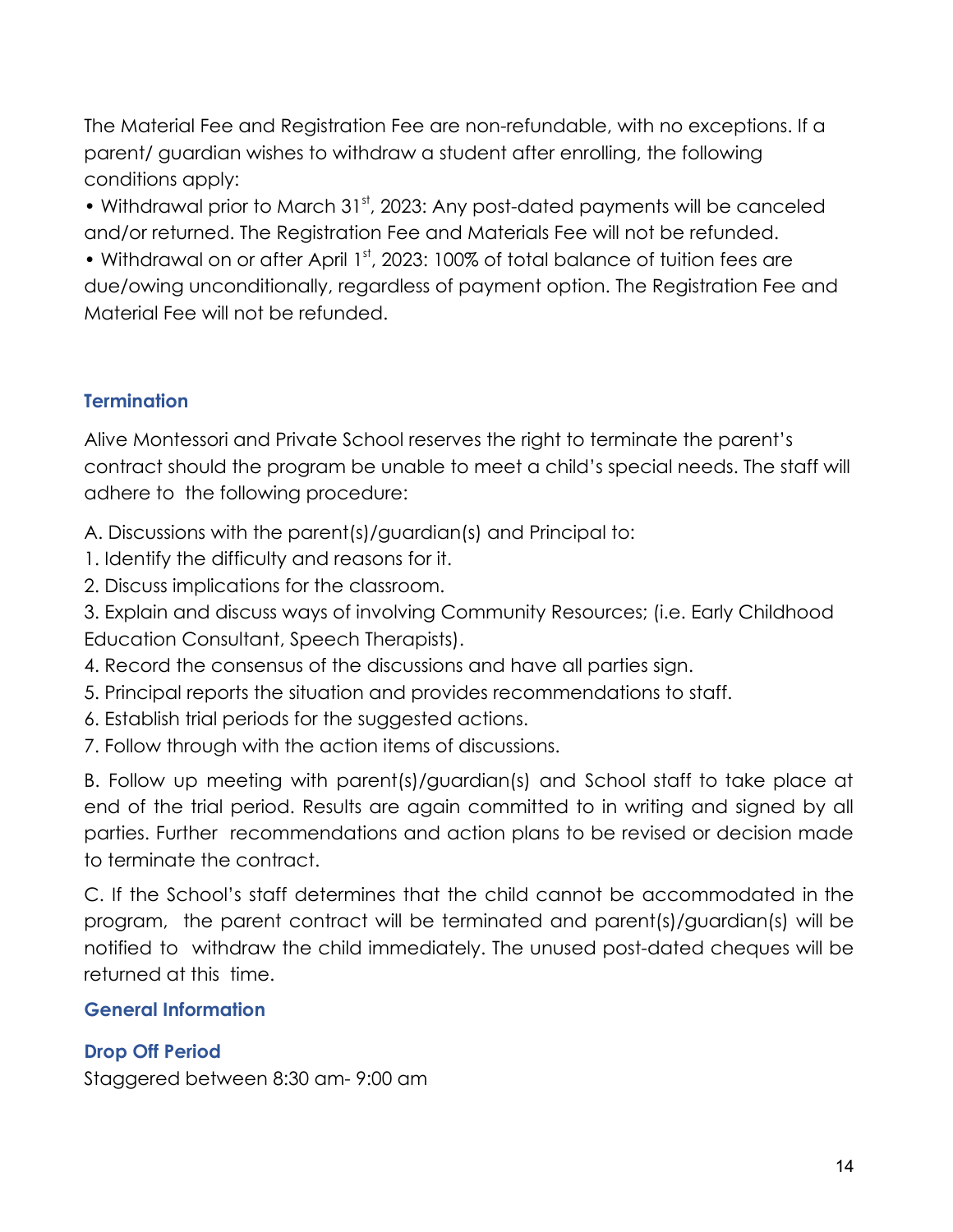The Material Fee and Registration Fee are non-refundable, with no exceptions. If a parent/ guardian wishes to withdraw a student after enrolling, the following conditions apply:

• Withdrawal prior to March 31st, 2023: Any post-dated payments will be canceled and/or returned. The Registration Fee and Materials Fee will not be refunded.

• Withdrawal on or after April 1st, 2023: 100% of total balance of tuition fees are due/owing unconditionally, regardless of payment option. The Registration Fee and Material Fee will not be refunded.

### Termination

Alive Montessori and Private School reserves the right to terminate the parent's contract should the program be unable to meet a child's special needs. The staff will adhere to the following procedure:

A. Discussions with the parent(s)/guardian(s) and Principal to:

1. Identify the difficulty and reasons for it.
2. Discuss implications for the classroom.
3. Explain and discuss ways of involving Community Resources; (i.e. Early Childhood Education Consultant, Speech Therapists).
4. Record the consensus of the discussions and have all parties sign.
5. Principal reports the situation and provides recommendations to staff.
6. Establish trial periods for the suggested actions.
7. Follow through with the action items of discussions.

B. Follow up meeting with parent(s)/guardian(s) and School staff to take place at end of the trial period. Results are again committed to in writing and signed by all parties. Further recommendations and action plans to be revised or decision made to terminate the contract.

C. If the School's staff determines that the child cannot be accommodated in the program, the parent contract will be terminated and parent(s)/guardian(s) will be notified to withdraw the child immediately. The unused post-dated cheques will be returned at this time.

### General Information

### Drop Off Period

Staggered between 8:30 am- 9:00 am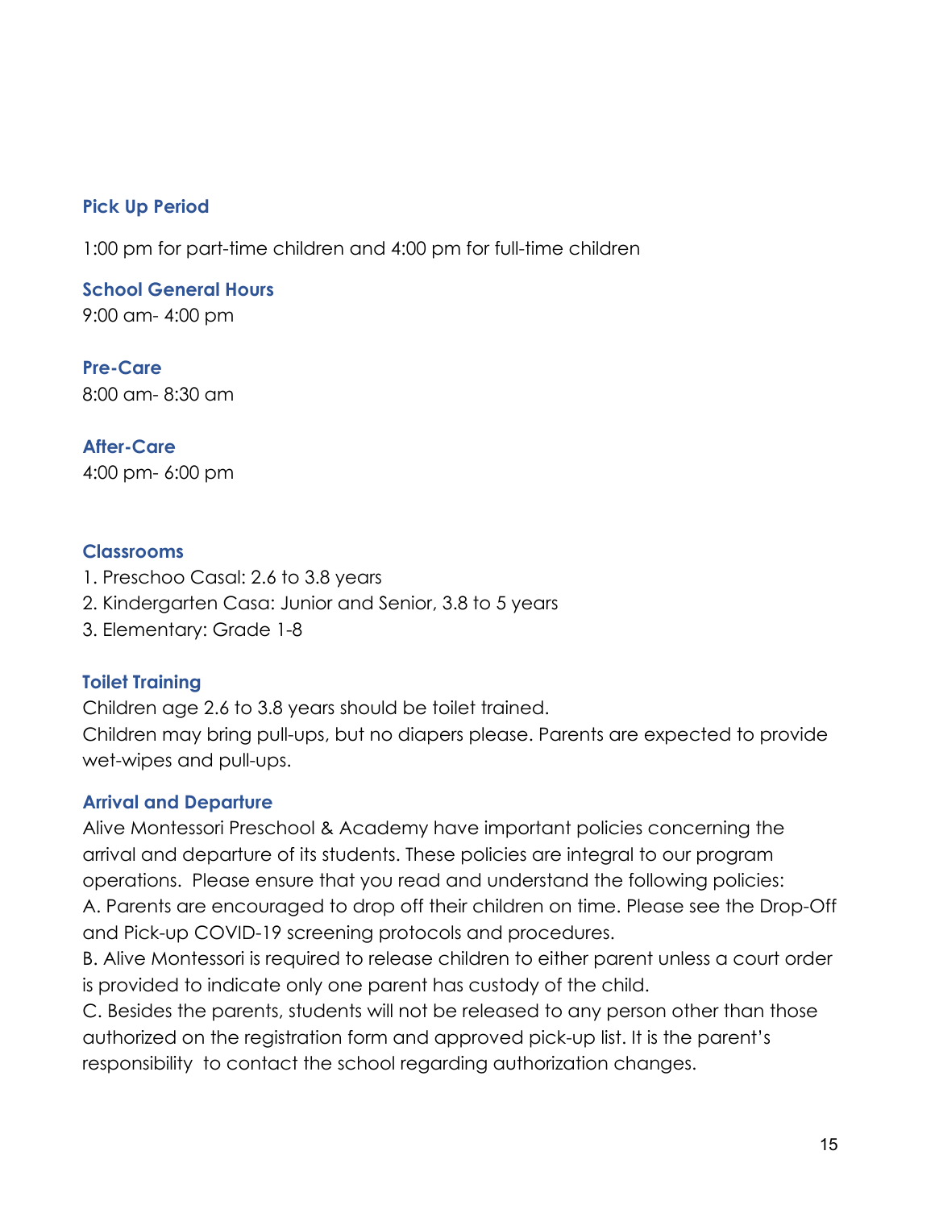### Pick Up Period

1:00 pm for part-time children and 4:00 pm for full-time children

### School General Hours

9:00 am- 4:00 pm

### Pre-Care

8:00 am- 8:30 am

### After-Care

4:00 pm- 6:00 pm

### Classrooms

1. Preschoo Casal: 2.6 to 3.8 years
2. Kindergarten Casa: Junior and Senior, 3.8 to 5 years
3. Elementary: Grade 1-8

### Toilet Training

Children age 2.6 to 3.8 years should be toilet trained.
Children may bring pull-ups, but no diapers please. Parents are expected to provide wet-wipes and pull-ups.

### Arrival and Departure

Alive Montessori Preschool & Academy have important policies concerning the arrival and departure of its students. These policies are integral to our program operations. Please ensure that you read and understand the following policies:

A. Parents are encouraged to drop off their children on time. Please see the Drop-Off and Pick-up COVID-19 screening protocols and procedures.

B. Alive Montessori is required to release children to either parent unless a court order is provided to indicate only one parent has custody of the child.

C. Besides the parents, students will not be released to any person other than those authorized on the registration form and approved pick-up list. It is the parent's responsibility to contact the school regarding authorization changes.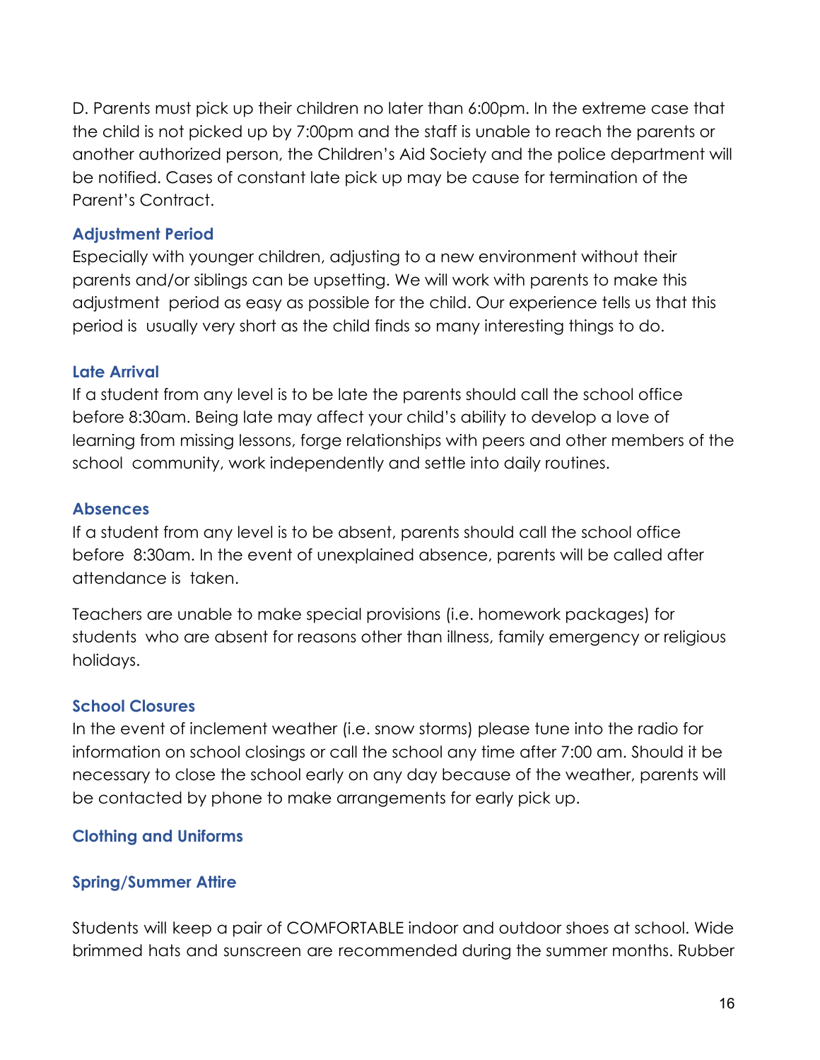D. Parents must pick up their children no later than 6:00pm. In the extreme case that the child is not picked up by 7:00pm and the staff is unable to reach the parents or another authorized person, the Children's Aid Society and the police department will be notified. Cases of constant late pick up may be cause for termination of the Parent's Contract.

### Adjustment Period

Especially with younger children, adjusting to a new environment without their parents and/or siblings can be upsetting. We will work with parents to make this adjustment period as easy as possible for the child. Our experience tells us that this period is usually very short as the child finds so many interesting things to do.

### Late Arrival

If a student from any level is to be late the parents should call the school office before 8:30am. Being late may affect your child's ability to develop a love of learning from missing lessons, forge relationships with peers and other members of the school community, work independently and settle into daily routines.

### Absences

If a student from any level is to be absent, parents should call the school office before 8:30am. In the event of unexplained absence, parents will be called after attendance is taken.

Teachers are unable to make special provisions (i.e. homework packages) for students who are absent for reasons other than illness, family emergency or religious holidays.

### School Closures

In the event of inclement weather (i.e. snow storms) please tune into the radio for information on school closings or call the school any time after 7:00 am. Should it be necessary to close the school early on any day because of the weather, parents will be contacted by phone to make arrangements for early pick up.

### Clothing and Uniforms

### Spring/Summer Attire

Students will keep a pair of COMFORTABLE indoor and outdoor shoes at school. Wide brimmed hats and sunscreen are recommended during the summer months. Rubber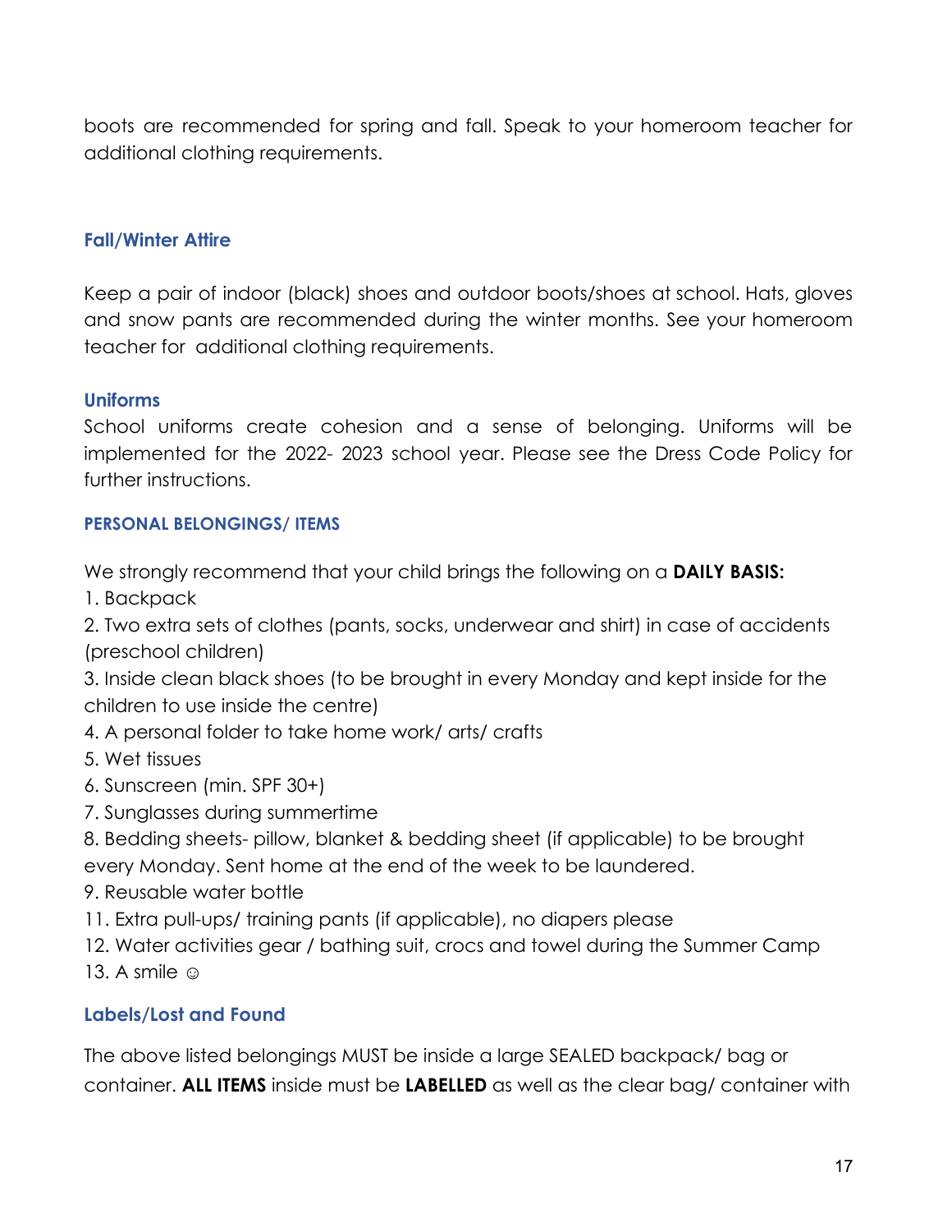boots are recommended for spring and fall. Speak to your homeroom teacher for additional clothing requirements.

### Fall/Winter Attire

Keep a pair of indoor (black) shoes and outdoor boots/shoes at school. Hats, gloves and snow pants are recommended during the winter months. See your homeroom teacher for additional clothing requirements.

### Uniforms

School uniforms create cohesion and a sense of belonging. Uniforms will be implemented for the 2022- 2023 school year. Please see the Dress Code Policy for further instructions.

### PERSONAL BELONGINGS/ ITEMS

We strongly recommend that your child brings the following on a **DAILY BASIS:**

1. Backpack
2. Two extra sets of clothes (pants, socks, underwear and shirt) in case of accidents (preschool children)
3. Inside clean black shoes (to be brought in every Monday and kept inside for the children to use inside the centre)
4. A personal folder to take home work/ arts/ crafts
5. Wet tissues
6. Sunscreen (min. SPF 30+)
7. Sunglasses during summertime
8. Bedding sheets- pillow, blanket & bedding sheet (if applicable) to be brought every Monday. Sent home at the end of the week to be laundered.
9. Reusable water bottle
11. Extra pull-ups/ training pants (if applicable), no diapers please
12. Water activities gear / bathing suit, crocs and towel during the Summer Camp
13. A smile ☺

### Labels/Lost and Found

The above listed belongings MUST be inside a large SEALED backpack/ bag or container. **ALL ITEMS** inside must be **LABELLED** as well as the clear bag/ container with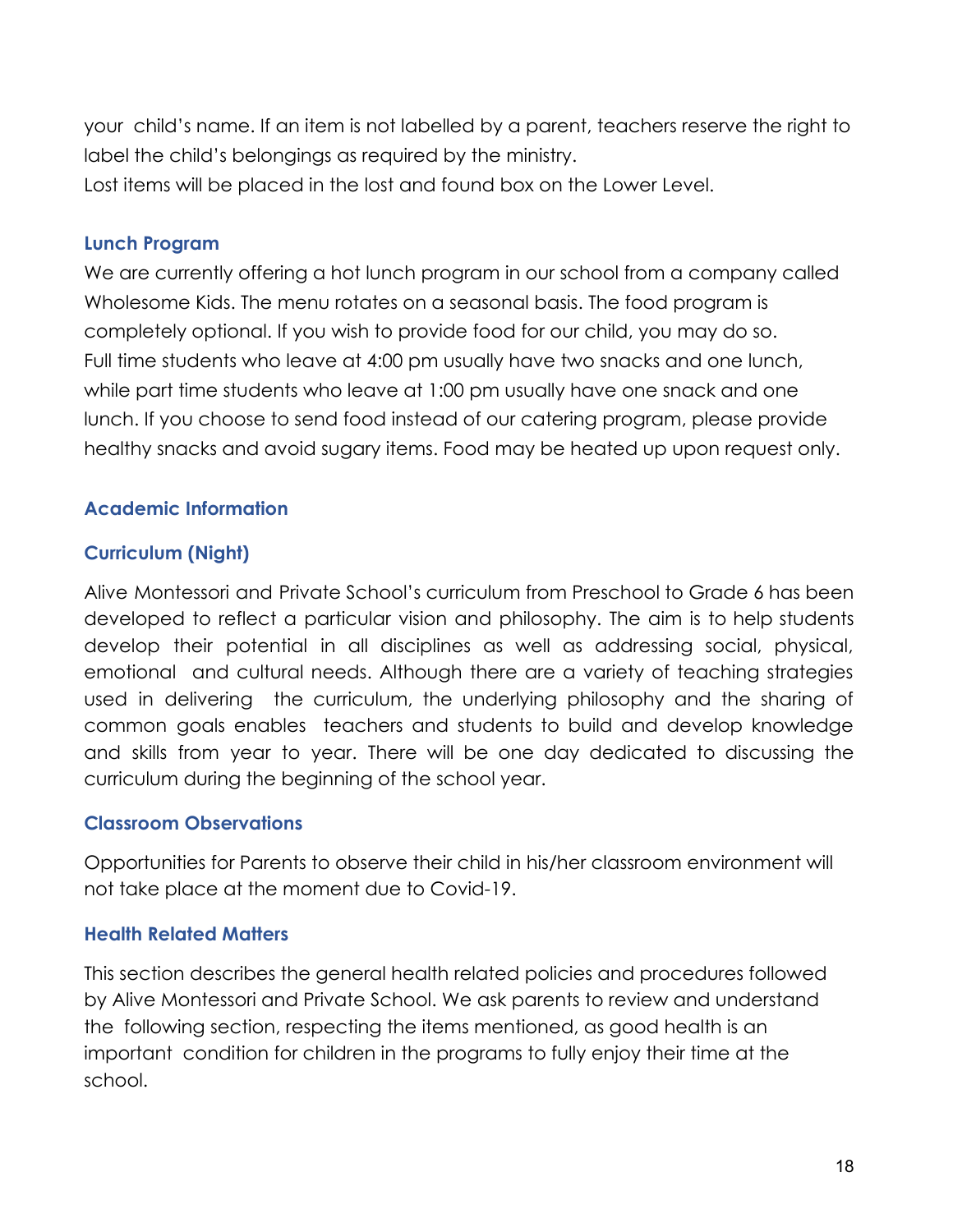your child's name. If an item is not labelled by a parent, teachers reserve the right to label the child's belongings as required by the ministry.
Lost items will be placed in the lost and found box on the Lower Level.

### Lunch Program

We are currently offering a hot lunch program in our school from a company called Wholesome Kids. The menu rotates on a seasonal basis. The food program is completely optional. If you wish to provide food for our child, you may do so.
Full time students who leave at 4:00 pm usually have two snacks and one lunch, while part time students who leave at 1:00 pm usually have one snack and one lunch. If you choose to send food instead of our catering program, please provide healthy snacks and avoid sugary items. Food may be heated up upon request only.

## Academic Information

### Curriculum (Night)

Alive Montessori and Private School's curriculum from Preschool to Grade 6 has been developed to reflect a particular vision and philosophy. The aim is to help students develop their potential in all disciplines as well as addressing social, physical, emotional and cultural needs. Although there are a variety of teaching strategies used in delivering the curriculum, the underlying philosophy and the sharing of common goals enables teachers and students to build and develop knowledge and skills from year to year. There will be one day dedicated to discussing the curriculum during the beginning of the school year.

### Classroom Observations

Opportunities for Parents to observe their child in his/her classroom environment will not take place at the moment due to Covid-19.

## Health Related Matters

This section describes the general health related policies and procedures followed by Alive Montessori and Private School. We ask parents to review and understand the following section, respecting the items mentioned, as good health is an important condition for children in the programs to fully enjoy their time at the school.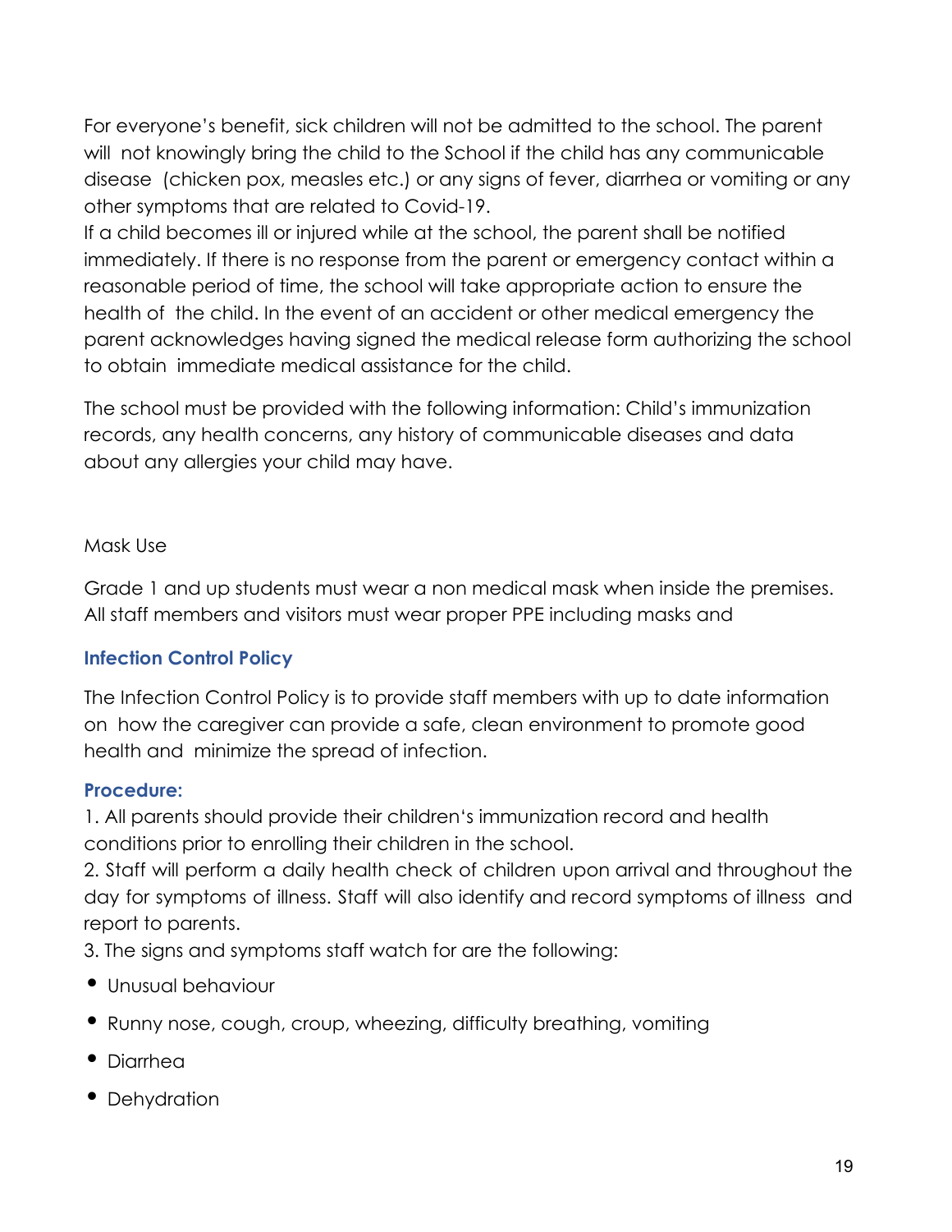For everyone's benefit, sick children will not be admitted to the school. The parent will not knowingly bring the child to the School if the child has any communicable disease (chicken pox, measles etc.) or any signs of fever, diarrhea or vomiting or any other symptoms that are related to Covid-19.

If a child becomes ill or injured while at the school, the parent shall be notified immediately. If there is no response from the parent or emergency contact within a reasonable period of time, the school will take appropriate action to ensure the health of the child. In the event of an accident or other medical emergency the parent acknowledges having signed the medical release form authorizing the school to obtain immediate medical assistance for the child.

The school must be provided with the following information: Child's immunization records, any health concerns, any history of communicable diseases and data about any allergies your child may have.

Mask Use

Grade 1 and up students must wear a non medical mask when inside the premises. All staff members and visitors must wear proper PPE including masks and

### Infection Control Policy

The Infection Control Policy is to provide staff members with up to date information on how the caregiver can provide a safe, clean environment to promote good health and minimize the spread of infection.

### Procedure:

1. All parents should provide their children's immunization record and health conditions prior to enrolling their children in the school.
2. Staff will perform a daily health check of children upon arrival and throughout the day for symptoms of illness. Staff will also identify and record symptoms of illness and report to parents.
3. The signs and symptoms staff watch for are the following:

- Unusual behaviour
- Runny nose, cough, croup, wheezing, difficulty breathing, vomiting
- Diarrhea
- Dehydration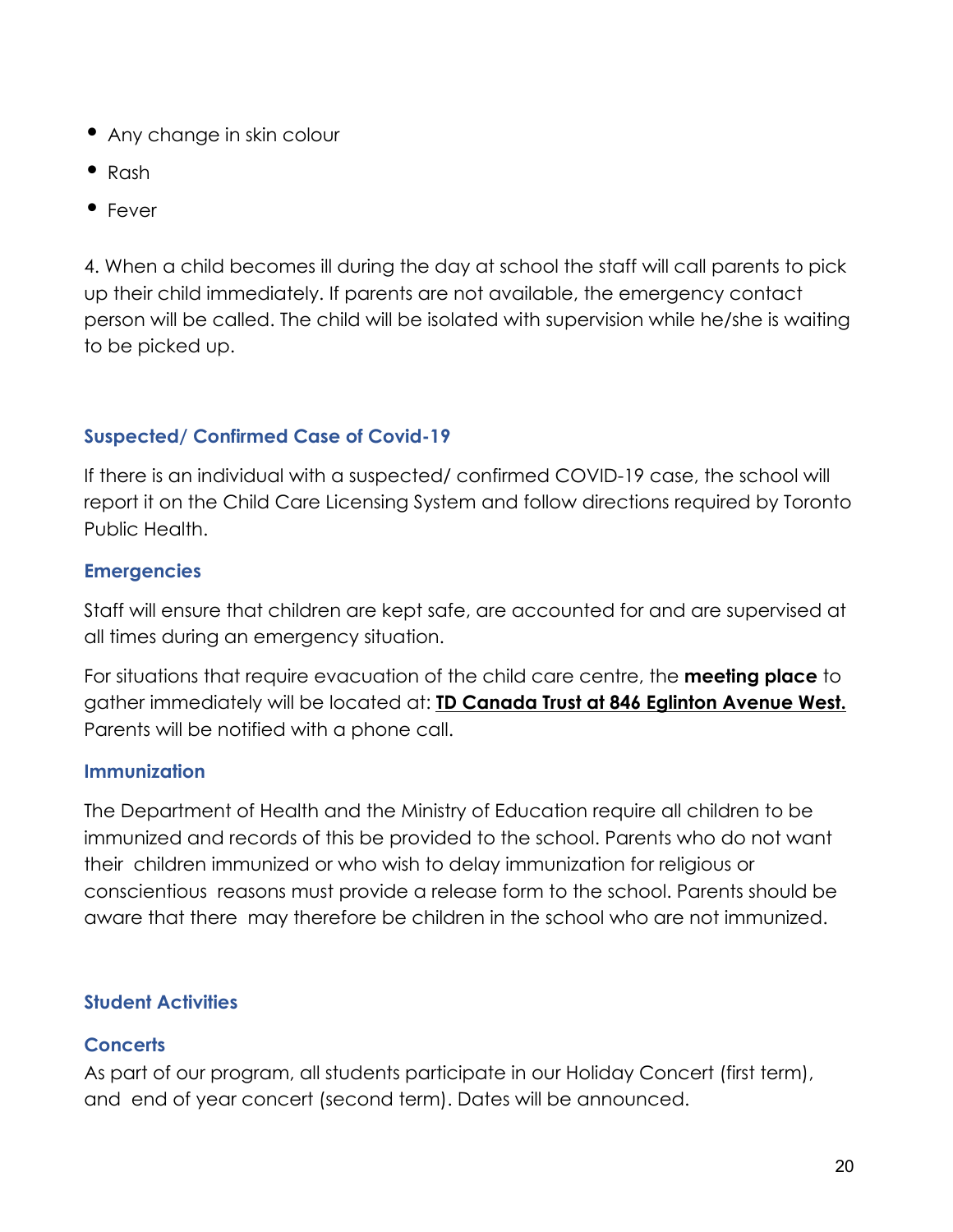- Any change in skin colour
- Rash
- Fever

4. When a child becomes ill during the day at school the staff will call parents to pick up their child immediately. If parents are not available, the emergency contact person will be called. The child will be isolated with supervision while he/she is waiting to be picked up.

### Suspected/ Confirmed Case of Covid-19

If there is an individual with a suspected/ confirmed COVID-19 case, the school will report it on the Child Care Licensing System and follow directions required by Toronto Public Health.

### Emergencies

Staff will ensure that children are kept safe, are accounted for and are supervised at all times during an emergency situation.

For situations that require evacuation of the child care centre, the **meeting place** to gather immediately will be located at: **TD Canada Trust at 846 Eglinton Avenue West.** Parents will be notified with a phone call.

### Immunization

The Department of Health and the Ministry of Education require all children to be immunized and records of this be provided to the school. Parents who do not want their children immunized or who wish to delay immunization for religious or conscientious reasons must provide a release form to the school. Parents should be aware that there may therefore be children in the school who are not immunized.

### Student Activities

### Concerts

As part of our program, all students participate in our Holiday Concert (first term), and end of year concert (second term). Dates will be announced.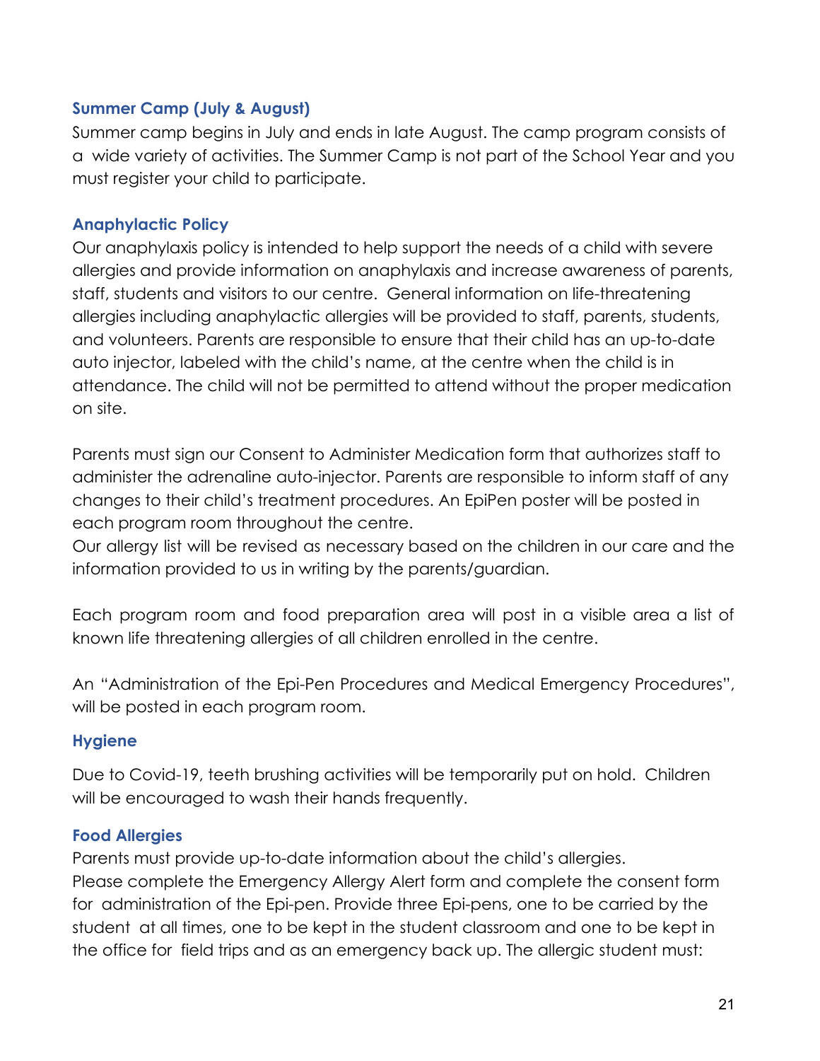### Summer Camp (July & August)

Summer camp begins in July and ends in late August. The camp program consists of a wide variety of activities. The Summer Camp is not part of the School Year and you must register your child to participate.

### Anaphylactic Policy

Our anaphylaxis policy is intended to help support the needs of a child with severe allergies and provide information on anaphylaxis and increase awareness of parents, staff, students and visitors to our centre. General information on life-threatening allergies including anaphylactic allergies will be provided to staff, parents, students, and volunteers. Parents are responsible to ensure that their child has an up-to-date auto injector, labeled with the child's name, at the centre when the child is in attendance. The child will not be permitted to attend without the proper medication on site.

Parents must sign our Consent to Administer Medication form that authorizes staff to administer the adrenaline auto-injector. Parents are responsible to inform staff of any changes to their child's treatment procedures. An EpiPen poster will be posted in each program room throughout the centre.
Our allergy list will be revised as necessary based on the children in our care and the information provided to us in writing by the parents/guardian.

Each program room and food preparation area will post in a visible area a list of known life threatening allergies of all children enrolled in the centre.

An "Administration of the Epi-Pen Procedures and Medical Emergency Procedures", will be posted in each program room.

### Hygiene

Due to Covid-19, teeth brushing activities will be temporarily put on hold. Children will be encouraged to wash their hands frequently.

### Food Allergies

Parents must provide up-to-date information about the child's allergies.
Please complete the Emergency Allergy Alert form and complete the consent form for administration of the Epi-pen. Provide three Epi-pens, one to be carried by the student at all times, one to be kept in the student classroom and one to be kept in the office for field trips and as an emergency back up. The allergic student must: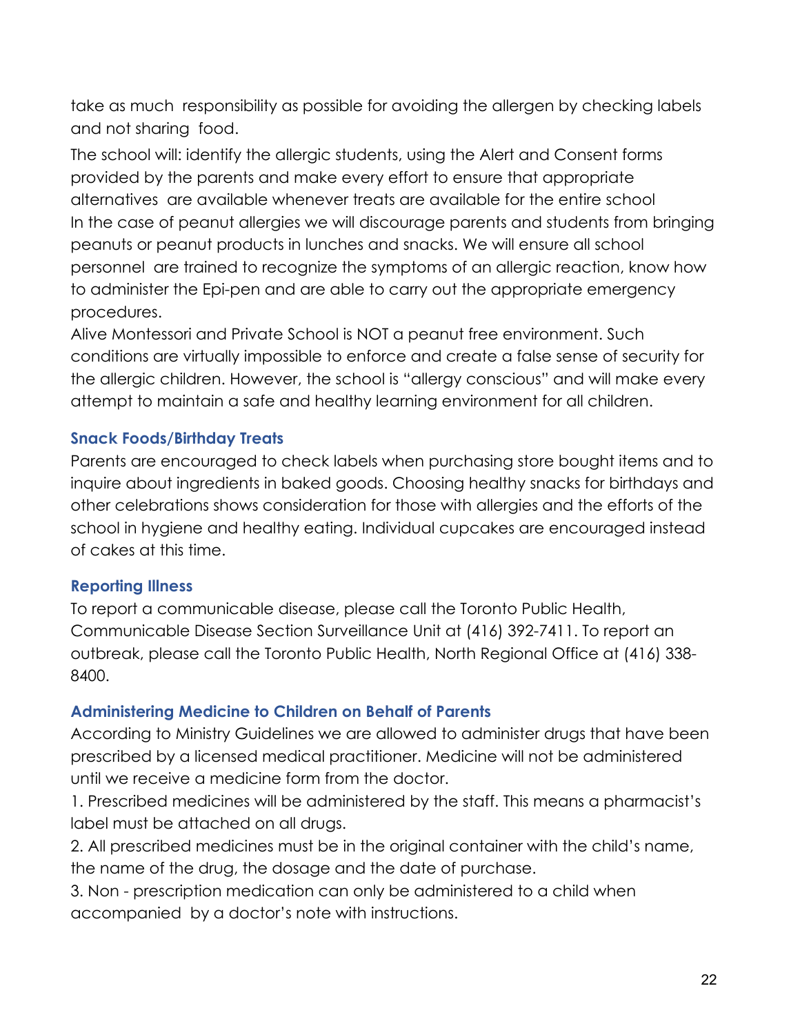take as much responsibility as possible for avoiding the allergen by checking labels and not sharing food.

The school will: identify the allergic students, using the Alert and Consent forms provided by the parents and make every effort to ensure that appropriate alternatives are available whenever treats are available for the entire school In the case of peanut allergies we will discourage parents and students from bringing peanuts or peanut products in lunches and snacks. We will ensure all school personnel are trained to recognize the symptoms of an allergic reaction, know how to administer the Epi-pen and are able to carry out the appropriate emergency procedures.

Alive Montessori and Private School is NOT a peanut free environment. Such conditions are virtually impossible to enforce and create a false sense of security for the allergic children. However, the school is "allergy conscious" and will make every attempt to maintain a safe and healthy learning environment for all children.

### Snack Foods/Birthday Treats

Parents are encouraged to check labels when purchasing store bought items and to inquire about ingredients in baked goods. Choosing healthy snacks for birthdays and other celebrations shows consideration for those with allergies and the efforts of the school in hygiene and healthy eating. Individual cupcakes are encouraged instead of cakes at this time.

### Reporting Illness

To report a communicable disease, please call the Toronto Public Health, Communicable Disease Section Surveillance Unit at (416) 392-7411. To report an outbreak, please call the Toronto Public Health, North Regional Office at (416) 338-8400.

### Administering Medicine to Children on Behalf of Parents

According to Ministry Guidelines we are allowed to administer drugs that have been prescribed by a licensed medical practitioner. Medicine will not be administered until we receive a medicine form from the doctor.

1. Prescribed medicines will be administered by the staff. This means a pharmacist's label must be attached on all drugs.
2. All prescribed medicines must be in the original container with the child's name, the name of the drug, the dosage and the date of purchase.
3. Non - prescription medication can only be administered to a child when accompanied by a doctor's note with instructions.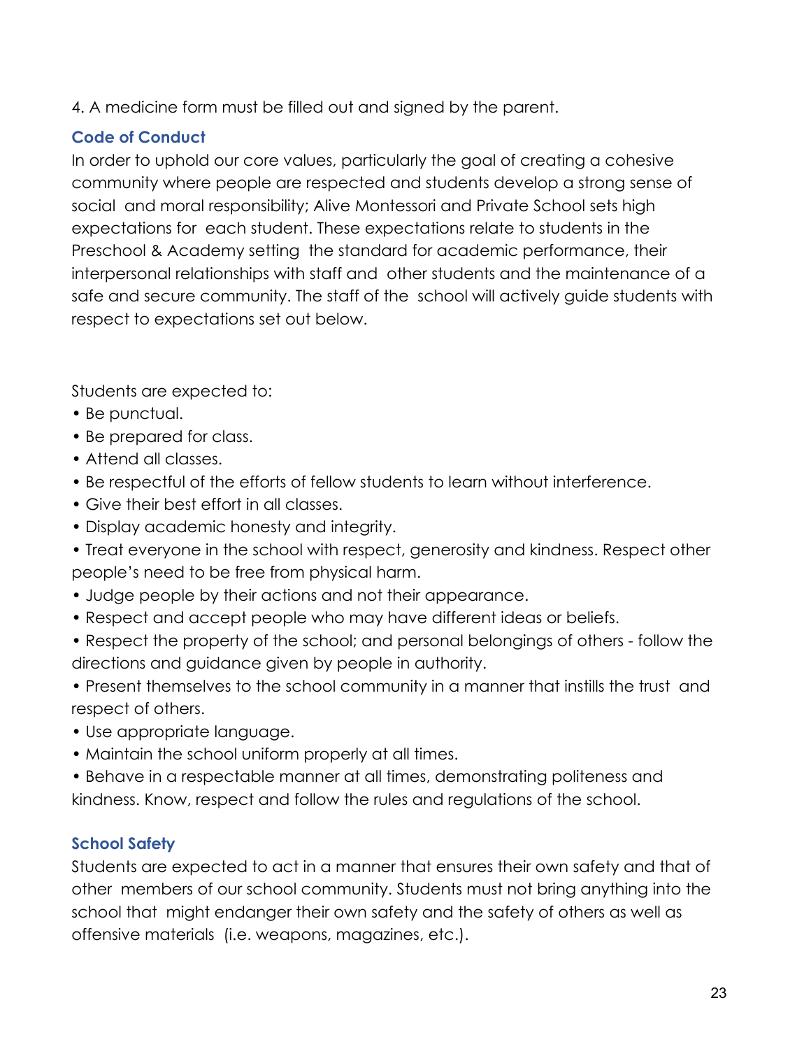4. A medicine form must be filled out and signed by the parent.

## Code of Conduct

In order to uphold our core values, particularly the goal of creating a cohesive community where people are respected and students develop a strong sense of social and moral responsibility; Alive Montessori and Private School sets high expectations for each student. These expectations relate to students in the Preschool & Academy setting the standard for academic performance, their interpersonal relationships with staff and other students and the maintenance of a safe and secure community. The staff of the school will actively guide students with respect to expectations set out below.

Students are expected to:

- Be punctual.
- Be prepared for class.
- Attend all classes.
- Be respectful of the efforts of fellow students to learn without interference.
- Give their best effort in all classes.
- Display academic honesty and integrity.
- Treat everyone in the school with respect, generosity and kindness. Respect other people's need to be free from physical harm.
- Judge people by their actions and not their appearance.
- Respect and accept people who may have different ideas or beliefs.
- Respect the property of the school; and personal belongings of others - follow the directions and guidance given by people in authority.
- Present themselves to the school community in a manner that instills the trust and respect of others.
- Use appropriate language.
- Maintain the school uniform properly at all times.
- Behave in a respectable manner at all times, demonstrating politeness and kindness. Know, respect and follow the rules and regulations of the school.

## School Safety

Students are expected to act in a manner that ensures their own safety and that of other members of our school community. Students must not bring anything into the school that might endanger their own safety and the safety of others as well as offensive materials (i.e. weapons, magazines, etc.).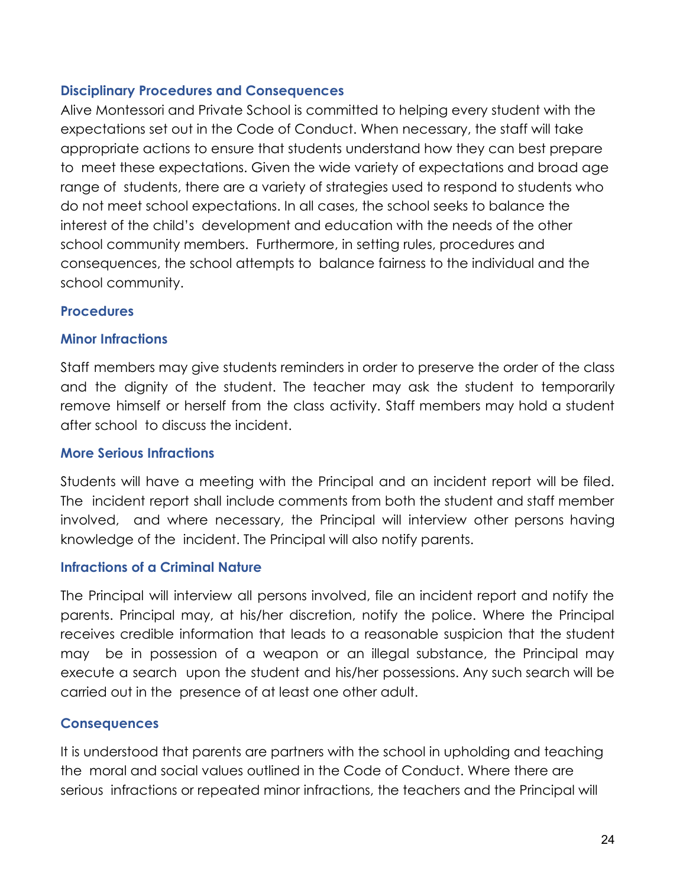## Disciplinary Procedures and Consequences

Alive Montessori and Private School is committed to helping every student with the expectations set out in the Code of Conduct. When necessary, the staff will take appropriate actions to ensure that students understand how they can best prepare to meet these expectations. Given the wide variety of expectations and broad age range of students, there are a variety of strategies used to respond to students who do not meet school expectations. In all cases, the school seeks to balance the interest of the child's development and education with the needs of the other school community members. Furthermore, in setting rules, procedures and consequences, the school attempts to balance fairness to the individual and the school community.

### Procedures

### Minor Infractions

Staff members may give students reminders in order to preserve the order of the class and the dignity of the student. The teacher may ask the student to temporarily remove himself or herself from the class activity. Staff members may hold a student after school to discuss the incident.

### More Serious Infractions

Students will have a meeting with the Principal and an incident report will be filed. The incident report shall include comments from both the student and staff member involved, and where necessary, the Principal will interview other persons having knowledge of the incident. The Principal will also notify parents.

### Infractions of a Criminal Nature

The Principal will interview all persons involved, file an incident report and notify the parents. Principal may, at his/her discretion, notify the police. Where the Principal receives credible information that leads to a reasonable suspicion that the student may be in possession of a weapon or an illegal substance, the Principal may execute a search upon the student and his/her possessions. Any such search will be carried out in the presence of at least one other adult.

### Consequences

It is understood that parents are partners with the school in upholding and teaching the moral and social values outlined in the Code of Conduct. Where there are serious infractions or repeated minor infractions, the teachers and the Principal will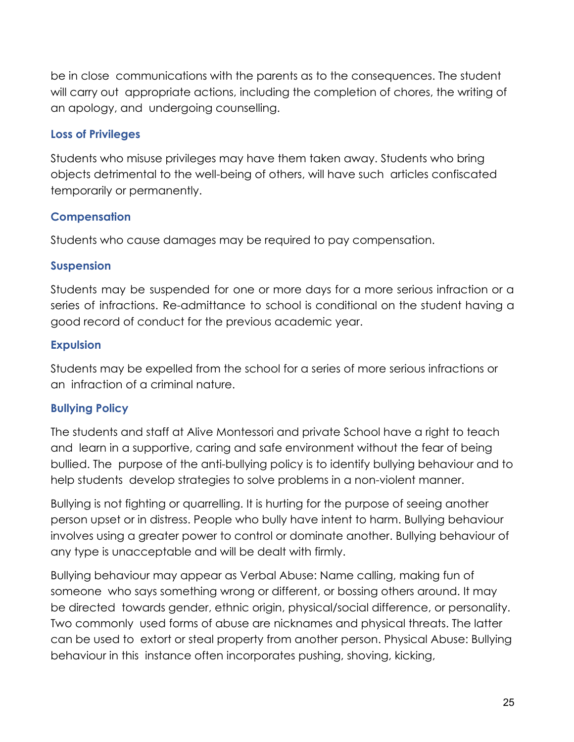be in close communications with the parents as to the consequences. The student will carry out appropriate actions, including the completion of chores, the writing of an apology, and undergoing counselling.

### Loss of Privileges

Students who misuse privileges may have them taken away. Students who bring objects detrimental to the well-being of others, will have such articles confiscated temporarily or permanently.

### Compensation

Students who cause damages may be required to pay compensation.

### Suspension

Students may be suspended for one or more days for a more serious infraction or a series of infractions. Re-admittance to school is conditional on the student having a good record of conduct for the previous academic year.

### Expulsion

Students may be expelled from the school for a series of more serious infractions or an infraction of a criminal nature.

### Bullying Policy

The students and staff at Alive Montessori and private School have a right to teach and learn in a supportive, caring and safe environment without the fear of being bullied. The purpose of the anti-bullying policy is to identify bullying behaviour and to help students develop strategies to solve problems in a non-violent manner.

Bullying is not fighting or quarrelling. It is hurting for the purpose of seeing another person upset or in distress. People who bully have intent to harm. Bullying behaviour involves using a greater power to control or dominate another. Bullying behaviour of any type is unacceptable and will be dealt with firmly.

Bullying behaviour may appear as Verbal Abuse: Name calling, making fun of someone who says something wrong or different, or bossing others around. It may be directed towards gender, ethnic origin, physical/social difference, or personality. Two commonly used forms of abuse are nicknames and physical threats. The latter can be used to extort or steal property from another person. Physical Abuse: Bullying behaviour in this instance often incorporates pushing, shoving, kicking,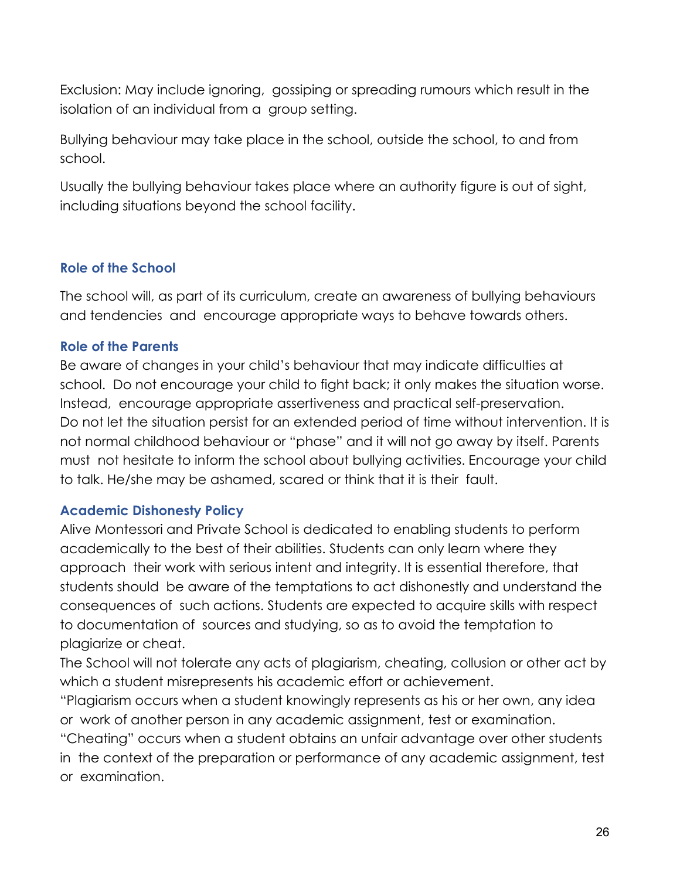Exclusion: May include ignoring, gossiping or spreading rumours which result in the isolation of an individual from a group setting.

Bullying behaviour may take place in the school, outside the school, to and from school.

Usually the bullying behaviour takes place where an authority figure is out of sight, including situations beyond the school facility.

### Role of the School

The school will, as part of its curriculum, create an awareness of bullying behaviours and tendencies and encourage appropriate ways to behave towards others.

### Role of the Parents

Be aware of changes in your child's behaviour that may indicate difficulties at school. Do not encourage your child to fight back; it only makes the situation worse. Instead, encourage appropriate assertiveness and practical self-preservation. Do not let the situation persist for an extended period of time without intervention. It is not normal childhood behaviour or "phase" and it will not go away by itself. Parents must not hesitate to inform the school about bullying activities. Encourage your child to talk. He/she may be ashamed, scared or think that it is their fault.

### Academic Dishonesty Policy

Alive Montessori and Private School is dedicated to enabling students to perform academically to the best of their abilities. Students can only learn where they approach their work with serious intent and integrity. It is essential therefore, that students should be aware of the temptations to act dishonestly and understand the consequences of such actions. Students are expected to acquire skills with respect to documentation of sources and studying, so as to avoid the temptation to plagiarize or cheat.

The School will not tolerate any acts of plagiarism, cheating, collusion or other act by which a student misrepresents his academic effort or achievement.

"Plagiarism occurs when a student knowingly represents as his or her own, any idea or work of another person in any academic assignment, test or examination.

"Cheating" occurs when a student obtains an unfair advantage over other students in the context of the preparation or performance of any academic assignment, test or examination.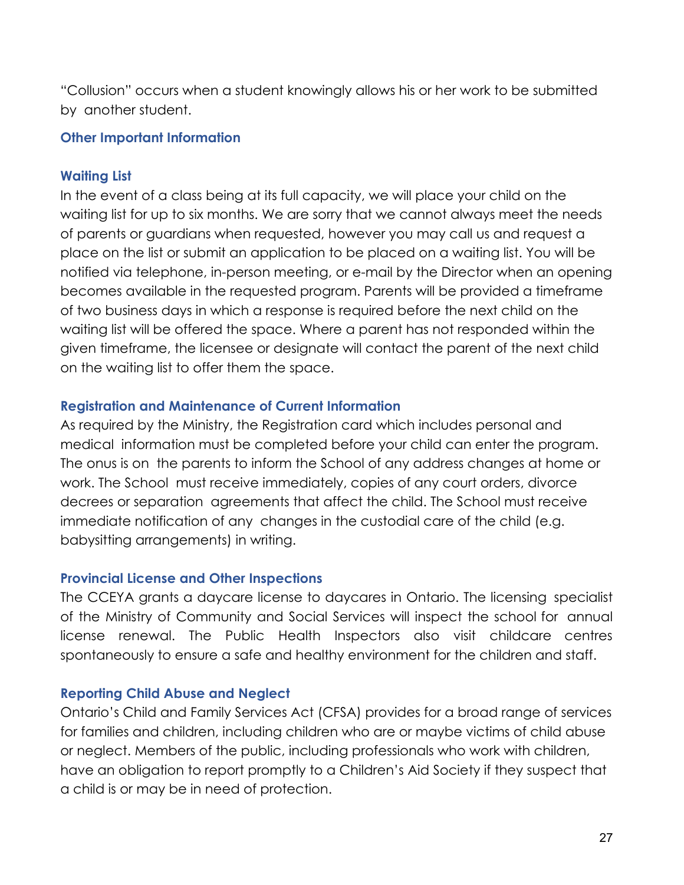"Collusion" occurs when a student knowingly allows his or her work to be submitted by another student.

## Other Important Information

### Waiting List

In the event of a class being at its full capacity, we will place your child on the waiting list for up to six months. We are sorry that we cannot always meet the needs of parents or guardians when requested, however you may call us and request a place on the list or submit an application to be placed on a waiting list. You will be notified via telephone, in-person meeting, or e-mail by the Director when an opening becomes available in the requested program. Parents will be provided a timeframe of two business days in which a response is required before the next child on the waiting list will be offered the space. Where a parent has not responded within the given timeframe, the licensee or designate will contact the parent of the next child on the waiting list to offer them the space.

### Registration and Maintenance of Current Information

As required by the Ministry, the Registration card which includes personal and medical information must be completed before your child can enter the program. The onus is on the parents to inform the School of any address changes at home or work. The School must receive immediately, copies of any court orders, divorce decrees or separation agreements that affect the child. The School must receive immediate notification of any changes in the custodial care of the child (e.g. babysitting arrangements) in writing.

### Provincial License and Other Inspections

The CCEYA grants a daycare license to daycares in Ontario. The licensing specialist of the Ministry of Community and Social Services will inspect the school for annual license renewal. The Public Health Inspectors also visit childcare centres spontaneously to ensure a safe and healthy environment for the children and staff.

### Reporting Child Abuse and Neglect

Ontario's Child and Family Services Act (CFSA) provides for a broad range of services for families and children, including children who are or maybe victims of child abuse or neglect. Members of the public, including professionals who work with children, have an obligation to report promptly to a Children's Aid Society if they suspect that a child is or may be in need of protection.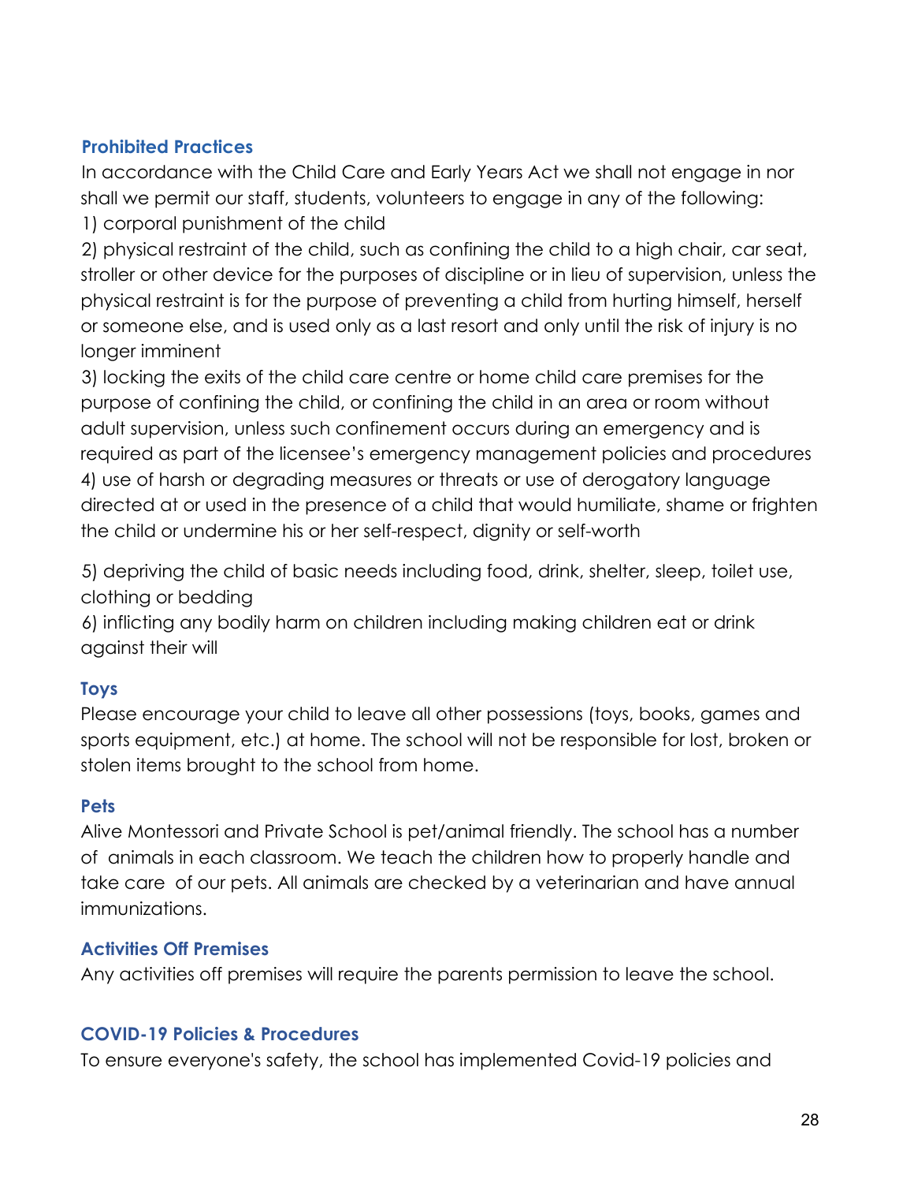## Prohibited Practices

In accordance with the Child Care and Early Years Act we shall not engage in nor shall we permit our staff, students, volunteers to engage in any of the following:

1) corporal punishment of the child
2) physical restraint of the child, such as confining the child to a high chair, car seat, stroller or other device for the purposes of discipline or in lieu of supervision, unless the physical restraint is for the purpose of preventing a child from hurting himself, herself or someone else, and is used only as a last resort and only until the risk of injury is no longer imminent
3) locking the exits of the child care centre or home child care premises for the purpose of confining the child, or confining the child in an area or room without adult supervision, unless such confinement occurs during an emergency and is required as part of the licensee's emergency management policies and procedures
4) use of harsh or degrading measures or threats or use of derogatory language directed at or used in the presence of a child that would humiliate, shame or frighten the child or undermine his or her self-respect, dignity or self-worth
5) depriving the child of basic needs including food, drink, shelter, sleep, toilet use, clothing or bedding
6) inflicting any bodily harm on children including making children eat or drink against their will

## Toys

Please encourage your child to leave all other possessions (toys, books, games and sports equipment, etc.) at home. The school will not be responsible for lost, broken or stolen items brought to the school from home.

## Pets

Alive Montessori and Private School is pet/animal friendly. The school has a number of animals in each classroom. We teach the children how to properly handle and take care of our pets. All animals are checked by a veterinarian and have annual immunizations.

## Activities Off Premises

Any activities off premises will require the parents permission to leave the school.

## COVID-19 Policies & Procedures

To ensure everyone's safety, the school has implemented Covid-19 policies and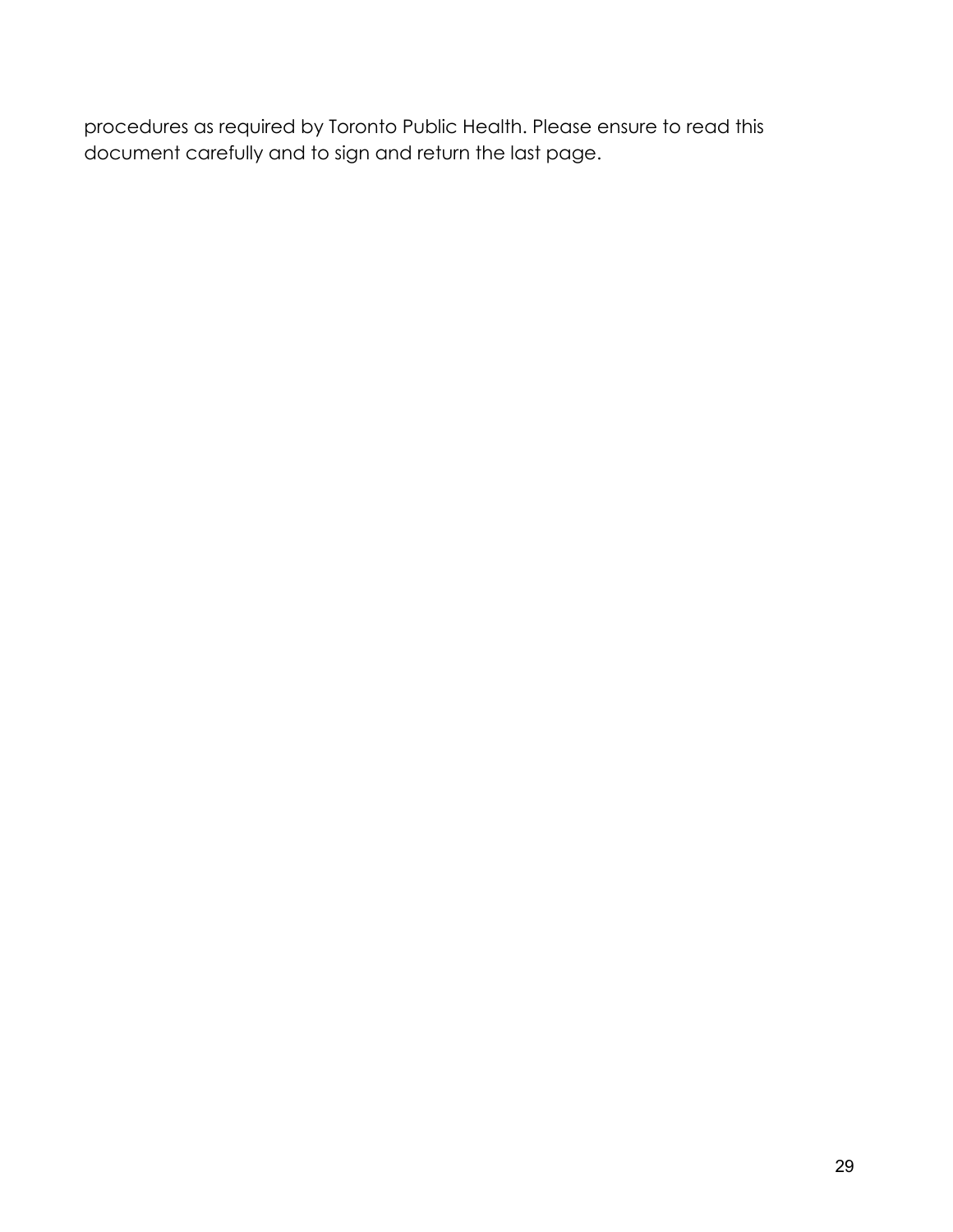procedures as required by Toronto Public Health. Please ensure to read this document carefully and to sign and return the last page.